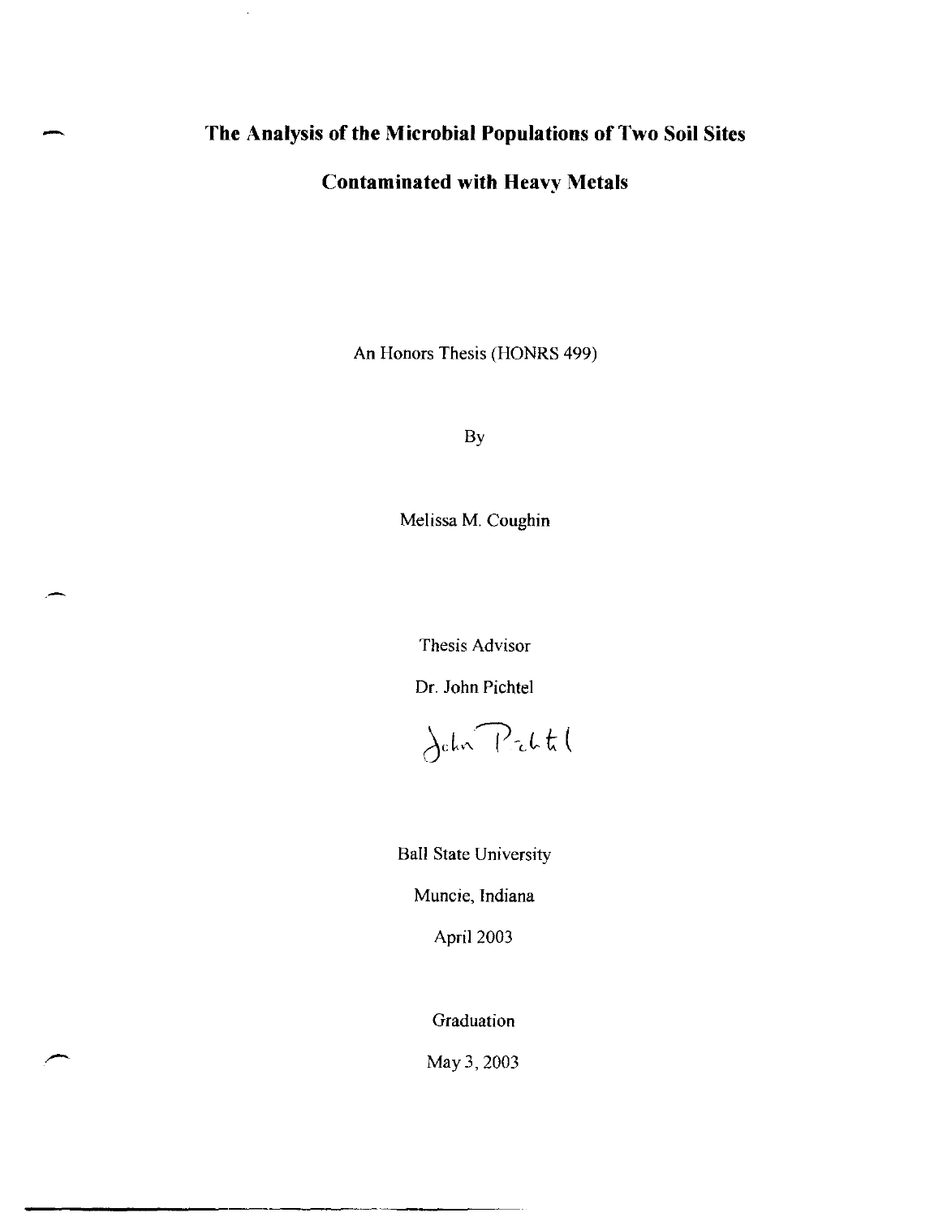# The Analysis of the Microbial Populations of Two Soil Sites Contaminated with Heavy Metals

An Honors Thesis (HONRS 499)

By

Melissa M. Coughin

Thesis Advisor

Dr. John Pichtel

John Pichtel

Ball State University

Muncie, Indiana

April 2003

Graduation

May 3, 2003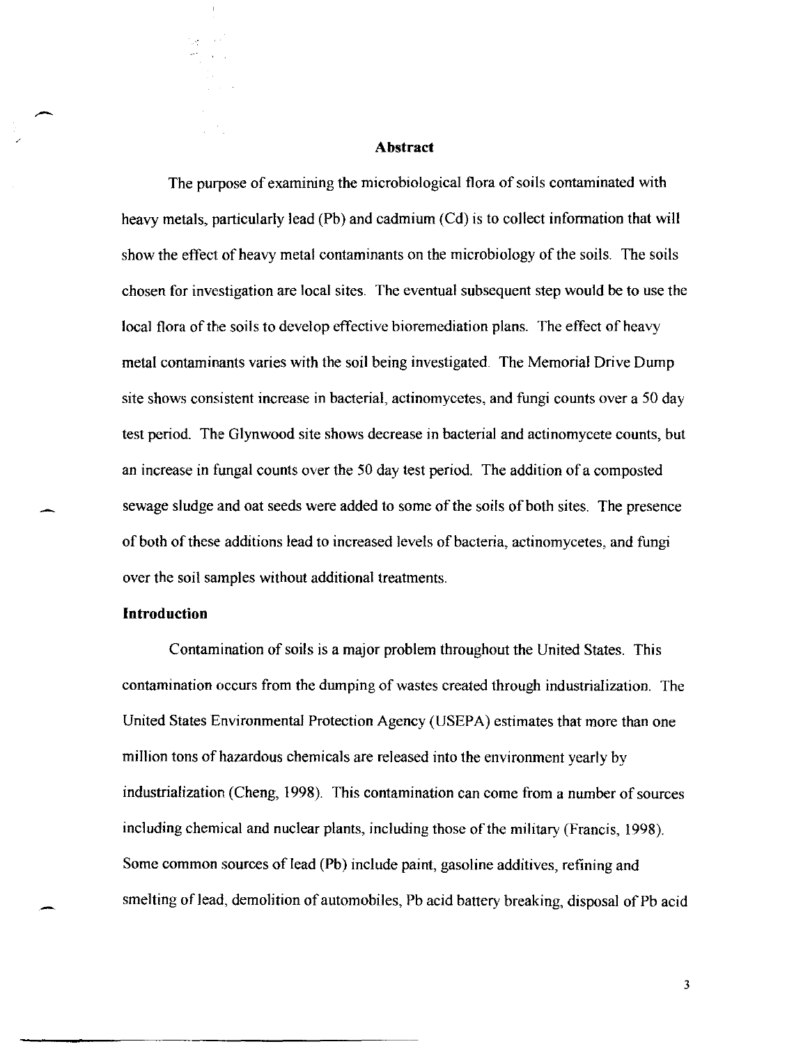## Abstract

The purpose of examining the microbiological flora of soils contaminated with heavy metals, particularly lead (Pb) and cadmium (Cd) is to collect information that will show the effect of heavy metal contaminants on the microbiology of the soils. The soils chosen for investigation are local sites. The eventual subsequent step would be to use the local flora of the soils to develop effective bioremediation plans. The effect of heavy metal contaminants varies with the soil being investigated. The Memorial Drive Dump site shows consistent increase in bacterial, actinomycetes, and fungi counts over a 50 day test period. The Glynwood site shows decrease in bacterial and actinomycete counts, but an increase in fungal counts over the 50 day test period. The addition of a composted sewage sludge and oat seeds were added to some of the soils of both sites. The presence of both of these additions lead to increased levels of bacteria, actinomycetes, and fungi over the soil samples without additional treatments.

## Introduction

Contamination of soils is a major problem throughout the United States. This contamination occurs from the dumping of wastes created through industrialization. The United States Environmental Protection Agency (USEPA) estimates that more than one million tons of hazardous chemicals are released into the environment yearly by industrialization (Cheng, 1998). This contamination can come from a number of sources including chemical and nuclear plants, including those of the military (Francis, 1998). Some common sources of lead (Pb) include paint, gasoline additives, refining and smelting of lead, demolition of automobiles, Pb acid battery breaking, disposal of Pb acid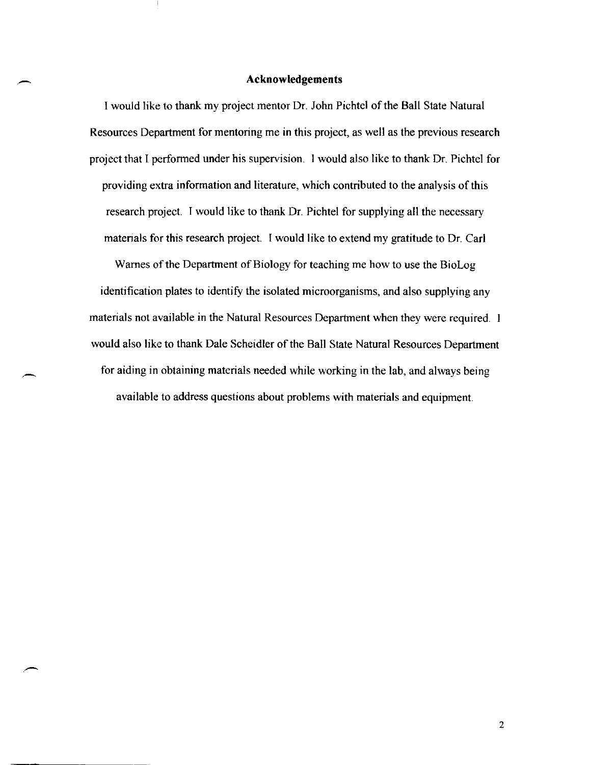## Acknowledgements

I would like to thank my project mentor Dr. John Pichtel of the Ball State Natural Resources Department for mentoring me in this project, as well as the previous research project that I performed under his supervision. I would also like to thank Dr. Pichtel for providing extra information and literature, which contributed to the analysis of this research project. I would like to thank Dr. Pichtel for supplying all the necessary materials for this research project. I would like to extend my gratitude to Dr. Carl Warnes of the Department of Biology for teaching me how to use the BioLog identification plates to identify the isolated microorganisms, and also supplying any materials not available in the Natural Resources Department when they were required. I would also like to thank Dale Scheidler of the Ball State Natural Resources Department for aiding in obtaining materials needed while working in the lab, and always being available to address questions about problems with materials and equipment.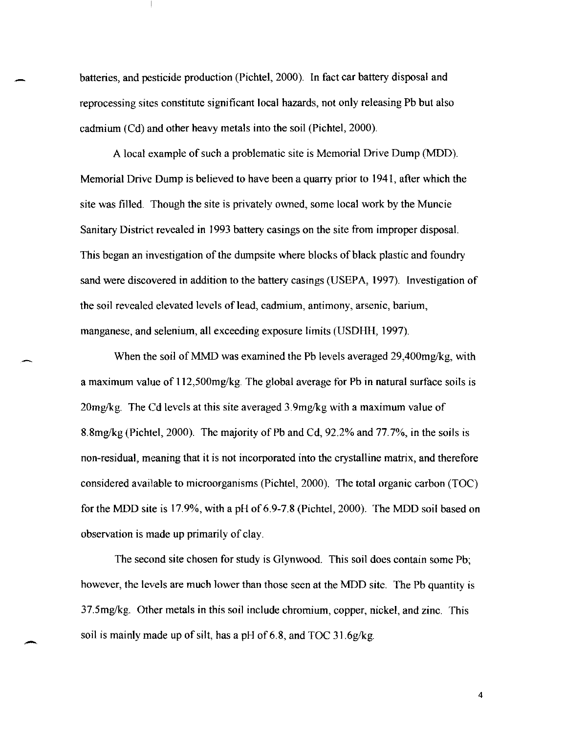batteries, and pesticide production (Pichtel, 2000). In fact car battery disposal and reprocessing sites constitute significant local hazards, not only releasing Pb but also cadmium (Cd) and other heavy metals into the soil (Pichtel, 2000).

A local example of such a problematic site is Memorial Drive Dump (MDD). Memorial Drive Dump is believed to have been a quarry prior to 1941, after which the site was filled. Though the site is privately owned, some local work by the Muncie Sanitary District revealed in 1993 battery casings on the site from improper disposal. This began an investigation of the dumpsite where blocks of black plastic and foundry sand were discovered in addition to the battery casings (USEPA, 1997). Investigation of the soil revealed elevated levels of lead, cadmium, antimony, arsenic, barium, manganese, and selenium, all exceeding exposure limits (USDHH, 1997).

When the soil of MMD was examined the Pb levels averaged 29,400mg/kg, with a maximum value of 112,500mg/kg. The global average for Pb in natural surface soils is 20mg/kg. The Cd levels at this site averaged 3.9mg/kg with a maximum value of 8.8mg/kg (Pichtel, 2000). The majority of Pb and Cd, 92.2% and 77.7%, in the soils is non-residual, meaning that it is not incorporated into the crystalline matrix, and therefore considered available to microorganisms (Pichtel, 2000). The total organic carbon (TOC) for the MDD site is 17.9%, with a pH of 6.9-7.8 (Pichtel, 2000). The MDD soil based on observation is made up primarily of clay.

The second site chosen for study is Glynwood. This soil does contain some Pb; however, the levels are much lower than those seen at the MDD site. The Pb quantity is 37.5mg/kg. Other metals in this soil include chromium, copper, nickel, and zinc. This soil is mainly made up of silt, has a pH of 6.8, and TOC 31.6g/kg.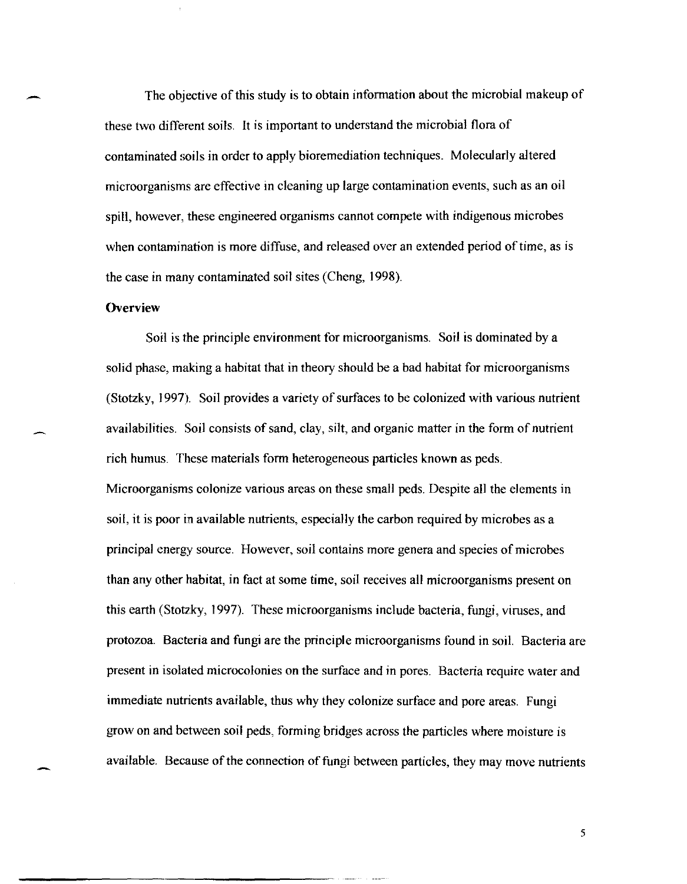The objective of this study is to obtain information about the microbial makeup of these two different soils. It is important to understand the microbial flora of contaminated soils in order to apply bioremediation techniques. Molecularly altered microorganisms are effective in cleaning up large contamination events, such as an oil spill, however, these engineered organisms cannot compete with indigenous microbes when contamination is more diffuse, and released over an extended period of time, as is the case in many contaminated soil sites (Cheng, 1998).

**Overview**

Soil is the principle environment for microorganisms. Soil is dominated by a solid phase, making a habitat that in theory should be a bad habitat for microorganisms (Stotzky, 1997). Soil provides a variety of surfaces to be colonized with various nutrient availabilities. Soil consists of sand, clay, silt, and organic matter in the form of nutrient rich humus. These materials form heterogeneous particles known as peds. Microorganisms colonize various areas on these small peds. Despite all the elements in soil, it is poor in available nutrients, especially the carbon required by microbes as a principal energy source. However, soil contains more genera and species of microbes than any other habitat, in fact at some time, soil receives all microorganisms present on this earth (Stotzky, 1997). These microorganisms include bacteria, fungi, viruses, and protozoa. Bacteria and fungi are the principle microorganisms found in soil. Bacteria are present in isolated microcolonies on the surface and in pores. Bacteria require water and immediate nutrients available, thus why they colonize surface and pore areas. Fungi grow on and between soil peds, forming bridges across the particles where moisture is available. Because of the connection of fungi between particles, they may move nutrients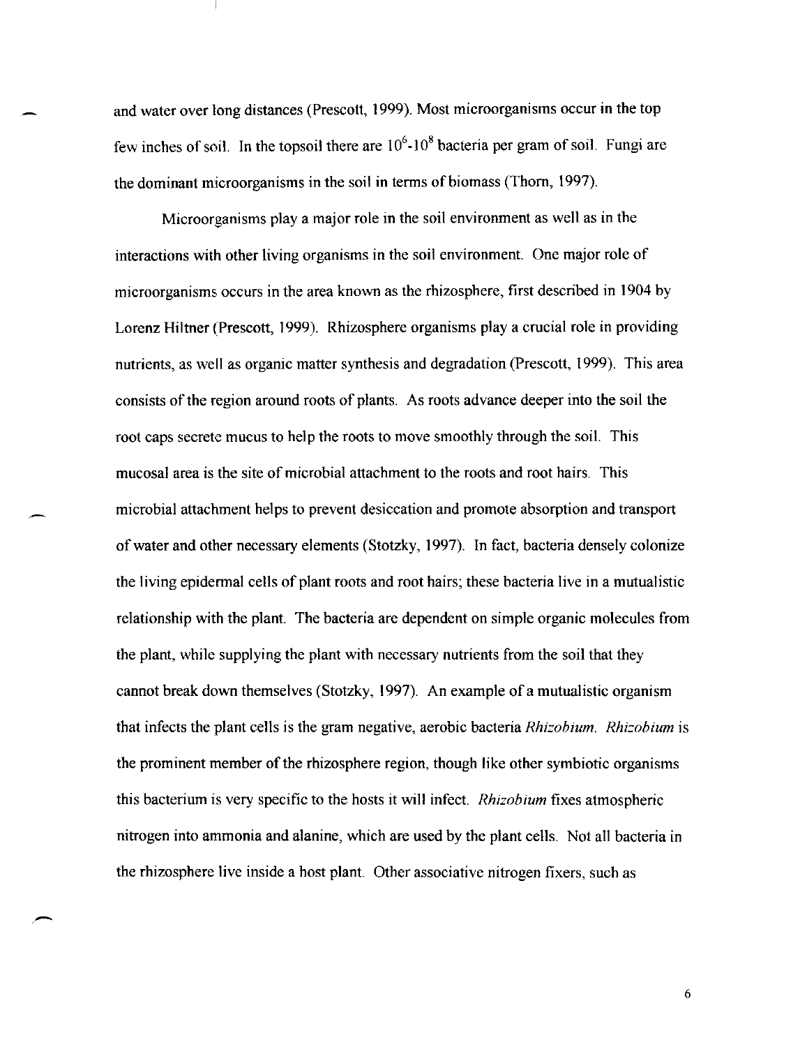and water over long distances (Prescott, 1999). Most microorganisms occur in the top few inches of soil. In the topsoil there are $10^6$-$10^8$ bacteria per gram of soil. Fungi are the dominant microorganisms in the soil in terms of biomass (Thorn, 1997).

Microorganisms play a major role in the soil environment as well as in the interactions with other living organisms in the soil environment. One major role of microorganisms occurs in the area known as the rhizosphere, first described in 1904 by Lorenz Hiltner (Prescott, 1999). Rhizosphere organisms play a crucial role in providing nutrients, as well as organic matter synthesis and degradation (Prescott, 1999). This area consists of the region around roots of plants. As roots advance deeper into the soil the root caps secrete mucus to help the roots to move smoothly through the soil. This mucosal area is the site of microbial attachment to the roots and root hairs. This microbial attachment helps to prevent desiccation and promote absorption and transport of water and other necessary elements (Stotzky, 1997). In fact, bacteria densely colonize the living epidermal cells of plant roots and root hairs; these bacteria live in a mutualistic relationship with the plant. The bacteria are dependent on simple organic molecules from the plant, while supplying the plant with necessary nutrients from the soil that they cannot break down themselves (Stotzky, 1997). An example of a mutualistic organism that infects the plant cells is the gram negative, aerobic bacteria *Rhizobium*. *Rhizobium* is the prominent member of the rhizosphere region, though like other symbiotic organisms this bacterium is very specific to the hosts it will infect. *Rhizobium* fixes atmospheric nitrogen into ammonia and alanine, which are used by the plant cells. Not all bacteria in the rhizosphere live inside a host plant. Other associative nitrogen fixers, such as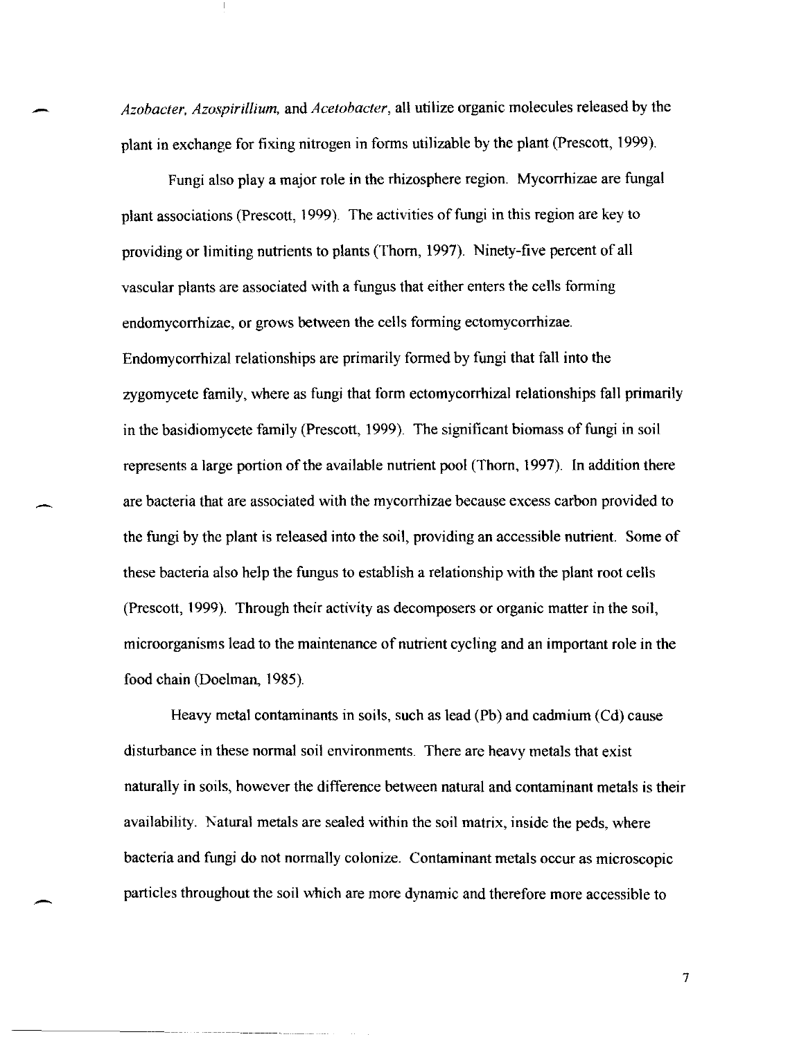*Azobacter, Azospirillium,* and *Acetobacter*, all utilize organic molecules released by the plant in exchange for fixing nitrogen in forms utilizable by the plant (Prescott, 1999).

Fungi also play a major role in the rhizosphere region. Mycorrhizae are fungal plant associations (Prescott, 1999). The activities of fungi in this region are key to providing or limiting nutrients to plants (Thorn, 1997). Ninety-five percent of all vascular plants are associated with a fungus that either enters the cells forming endomycorrhizae, or grows between the cells forming ectomycorrhizae. Endomycorrhizal relationships are primarily formed by fungi that fall into the zygomycete family, where as fungi that form ectomycorrhizal relationships fall primarily in the basidiomycete family (Prescott, 1999). The significant biomass of fungi in soil represents a large portion of the available nutrient pool (Thorn, 1997). In addition there are bacteria that are associated with the mycorrhizae because excess carbon provided to the fungi by the plant is released into the soil, providing an accessible nutrient. Some of these bacteria also help the fungus to establish a relationship with the plant root cells (Prescott, 1999). Through their activity as decomposers or organic matter in the soil, microorganisms lead to the maintenance of nutrient cycling and an important role in the food chain (Doelman, 1985).

Heavy metal contaminants in soils, such as lead (Pb) and cadmium (Cd) cause disturbance in these normal soil environments. There are heavy metals that exist naturally in soils, however the difference between natural and contaminant metals is their availability. Natural metals are sealed within the soil matrix, inside the peds, where bacteria and fungi do not normally colonize. Contaminant metals occur as microscopic particles throughout the soil which are more dynamic and therefore more accessible to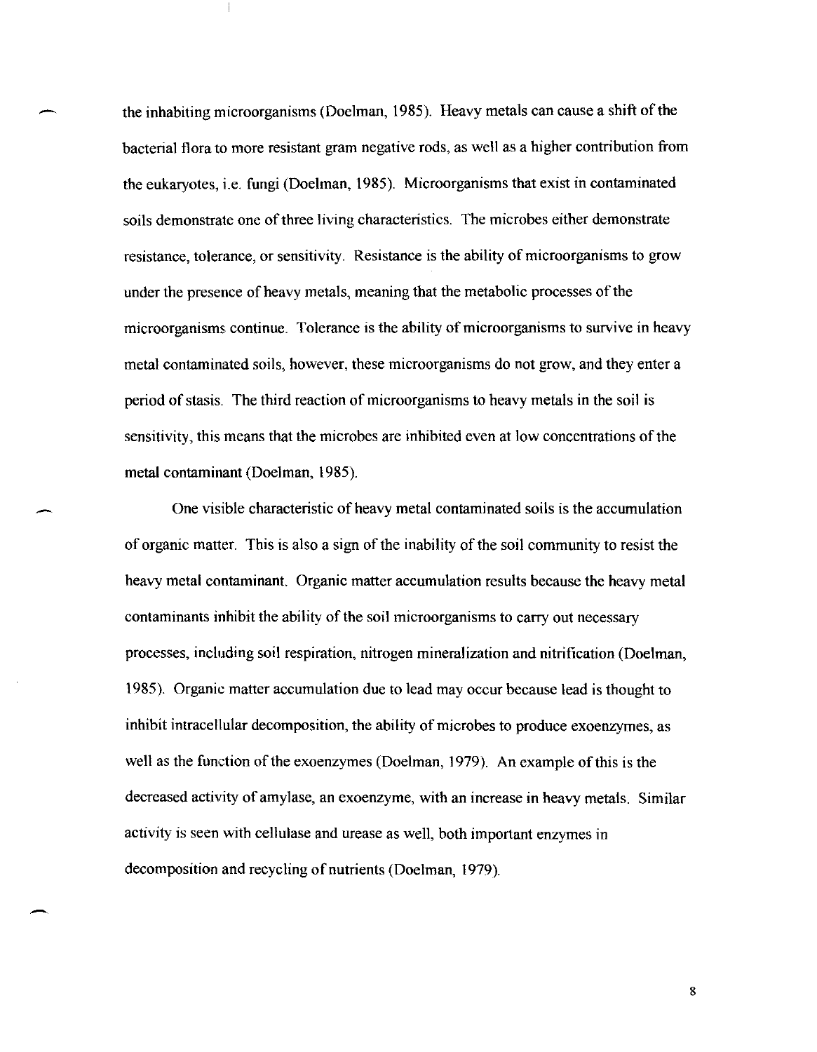the inhabiting microorganisms (Doelman, 1985). Heavy metals can cause a shift of the bacterial flora to more resistant gram negative rods, as well as a higher contribution from the eukaryotes, i.e. fungi (Doelman, 1985). Microorganisms that exist in contaminated soils demonstrate one of three living characteristics. The microbes either demonstrate resistance, tolerance, or sensitivity. Resistance is the ability of microorganisms to grow under the presence of heavy metals, meaning that the metabolic processes of the microorganisms continue. Tolerance is the ability of microorganisms to survive in heavy metal contaminated soils, however, these microorganisms do not grow, and they enter a period of stasis. The third reaction of microorganisms to heavy metals in the soil is sensitivity, this means that the microbes are inhibited even at low concentrations of the metal contaminant (Doelman, 1985).

One visible characteristic of heavy metal contaminated soils is the accumulation of organic matter. This is also a sign of the inability of the soil community to resist the heavy metal contaminant. Organic matter accumulation results because the heavy metal contaminants inhibit the ability of the soil microorganisms to carry out necessary processes, including soil respiration, nitrogen mineralization and nitrification (Doelman, 1985). Organic matter accumulation due to lead may occur because lead is thought to inhibit intracellular decomposition, the ability of microbes to produce exoenzymes, as well as the function of the exoenzymes (Doelman, 1979). An example of this is the decreased activity of amylase, an exoenzyme, with an increase in heavy metals. Similar activity is seen with cellulase and urease as well, both important enzymes in decomposition and recycling of nutrients (Doelman, 1979).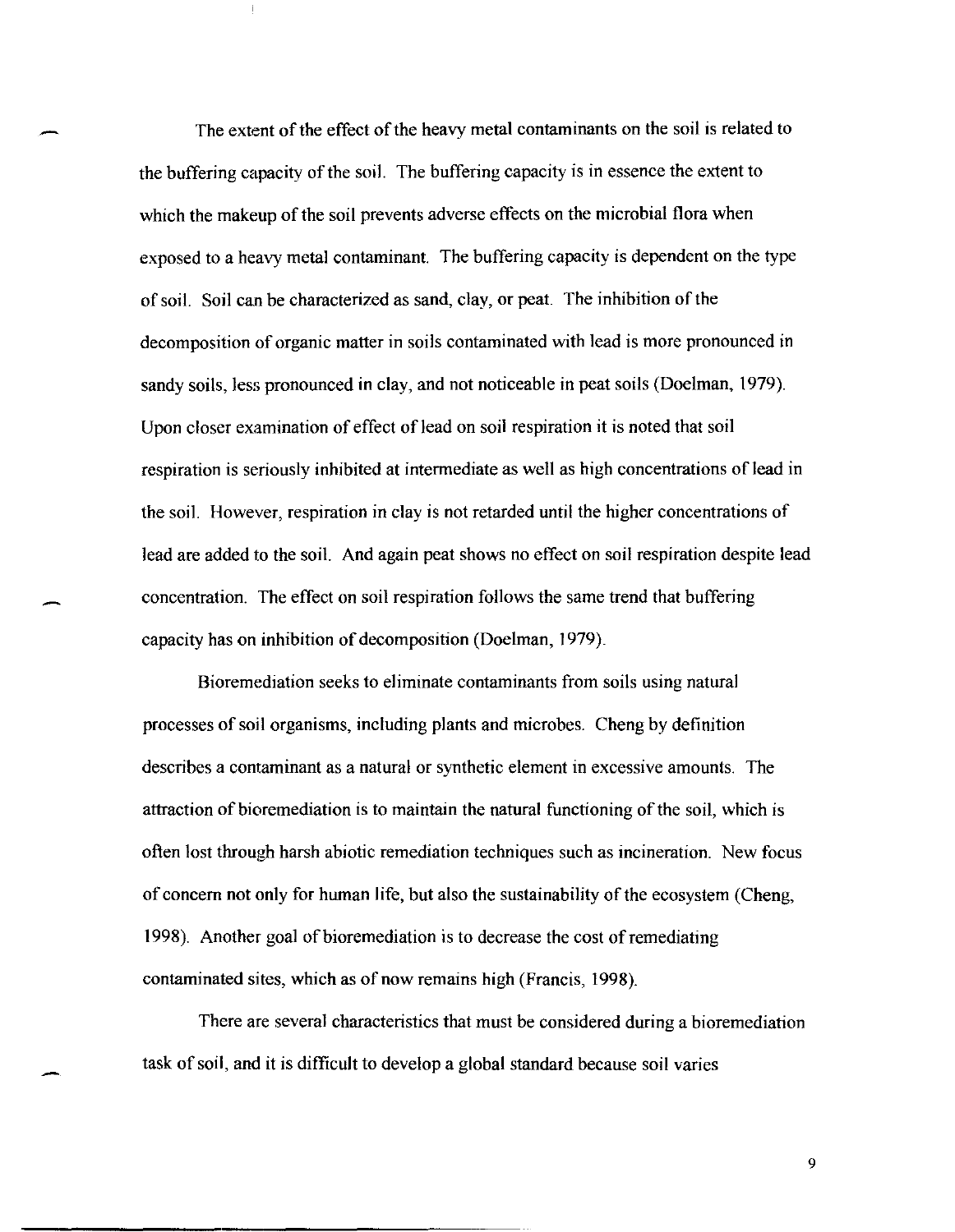The extent of the effect of the heavy metal contaminants on the soil is related to the buffering capacity of the soil. The buffering capacity is in essence the extent to which the makeup of the soil prevents adverse effects on the microbial flora when exposed to a heavy metal contaminant. The buffering capacity is dependent on the type of soil. Soil can be characterized as sand, clay, or peat. The inhibition of the decomposition of organic matter in soils contaminated with lead is more pronounced in sandy soils, less pronounced in clay, and not noticeable in peat soils (Doelman, 1979). Upon closer examination of effect of lead on soil respiration it is noted that soil respiration is seriously inhibited at intermediate as well as high concentrations of lead in the soil. However, respiration in clay is not retarded until the higher concentrations of lead are added to the soil. And again peat shows no effect on soil respiration despite lead concentration. The effect on soil respiration follows the same trend that buffering capacity has on inhibition of decomposition (Doelman, 1979).

Bioremediation seeks to eliminate contaminants from soils using natural processes of soil organisms, including plants and microbes. Cheng by definition describes a contaminant as a natural or synthetic element in excessive amounts. The attraction of bioremediation is to maintain the natural functioning of the soil, which is often lost through harsh abiotic remediation techniques such as incineration. New focus of concern not only for human life, but also the sustainability of the ecosystem (Cheng, 1998). Another goal of bioremediation is to decrease the cost of remediating contaminated sites, which as of now remains high (Francis, 1998).

There are several characteristics that must be considered during a bioremediation task of soil, and it is difficult to develop a global standard because soil varies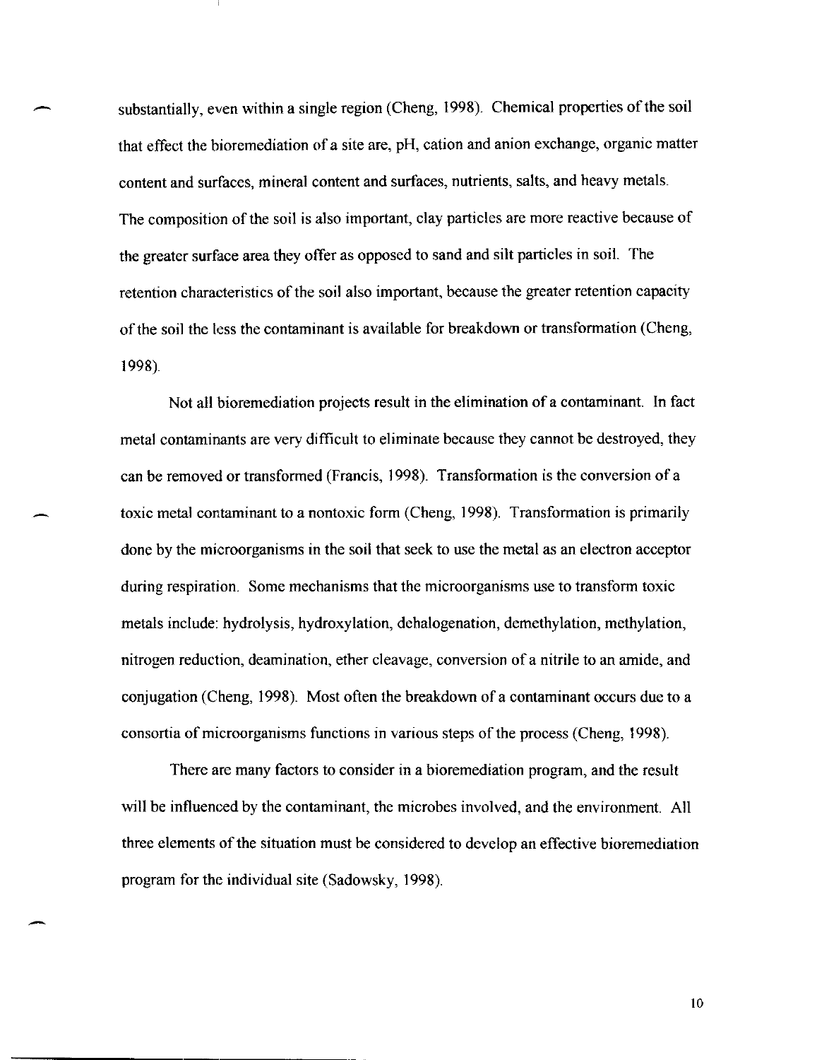substantially, even within a single region (Cheng, 1998). Chemical properties of the soil that effect the bioremediation of a site are, pH, cation and anion exchange, organic matter content and surfaces, mineral content and surfaces, nutrients, salts, and heavy metals. The composition of the soil is also important, clay particles are more reactive because of the greater surface area they offer as opposed to sand and silt particles in soil. The retention characteristics of the soil also important, because the greater retention capacity of the soil the less the contaminant is available for breakdown or transformation (Cheng, 1998).

Not all bioremediation projects result in the elimination of a contaminant. In fact metal contaminants are very difficult to eliminate because they cannot be destroyed, they can be removed or transformed (Francis, 1998). Transformation is the conversion of a toxic metal contaminant to a nontoxic form (Cheng, 1998). Transformation is primarily done by the microorganisms in the soil that seek to use the metal as an electron acceptor during respiration. Some mechanisms that the microorganisms use to transform toxic metals include: hydrolysis, hydroxylation, dehalogenation, demethylation, methylation, nitrogen reduction, deamination, ether cleavage, conversion of a nitrile to an amide, and conjugation (Cheng, 1998). Most often the breakdown of a contaminant occurs due to a consortia of microorganisms functions in various steps of the process (Cheng, 1998).

There are many factors to consider in a bioremediation program, and the result will be influenced by the contaminant, the microbes involved, and the environment. All three elements of the situation must be considered to develop an effective bioremediation program for the individual site (Sadowsky, 1998).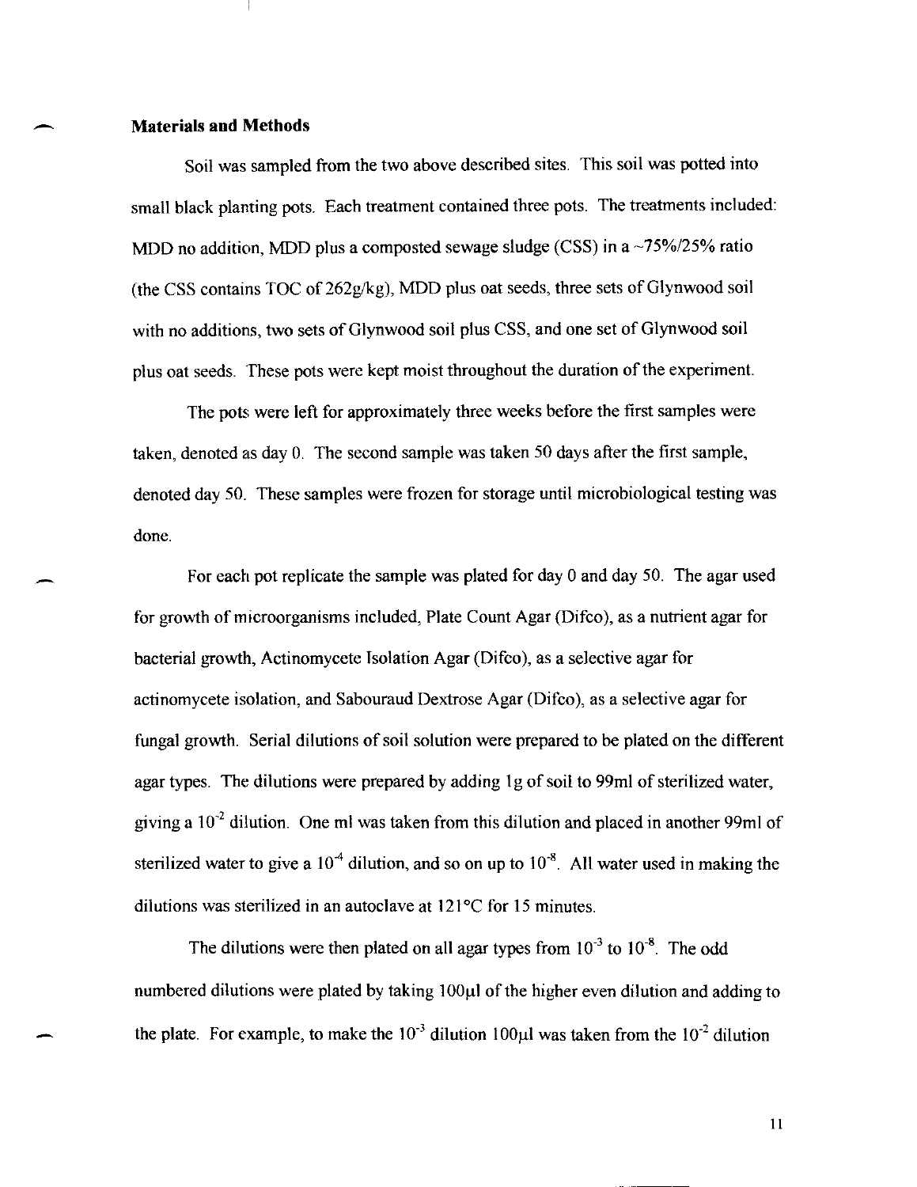## Materials and Methods

Soil was sampled from the two above described sites. This soil was potted into small black planting pots. Each treatment contained three pots. The treatments included: MDD no addition, MDD plus a composted sewage sludge (CSS) in a ~75%/25% ratio (the CSS contains TOC of 262g/kg), MDD plus oat seeds, three sets of Glynwood soil with no additions, two sets of Glynwood soil plus CSS, and one set of Glynwood soil plus oat seeds. These pots were kept moist throughout the duration of the experiment.

The pots were left for approximately three weeks before the first samples were taken, denoted as day 0. The second sample was taken 50 days after the first sample, denoted day 50. These samples were frozen for storage until microbiological testing was done.

For each pot replicate the sample was plated for day 0 and day 50. The agar used for growth of microorganisms included, Plate Count Agar (Difco), as a nutrient agar for bacterial growth, Actinomycete Isolation Agar (Difco), as a selective agar for actinomycete isolation, and Sabouraud Dextrose Agar (Difco), as a selective agar for fungal growth. Serial dilutions of soil solution were prepared to be plated on the different agar types. The dilutions were prepared by adding 1g of soil to 99ml of sterilized water, giving a $10^{-2}$ dilution. One ml was taken from this dilution and placed in another 99ml of sterilized water to give a $10^{-4}$ dilution, and so on up to $10^{-8}$. All water used in making the dilutions was sterilized in an autoclave at 121°C for 15 minutes.

The dilutions were then plated on all agar types from $10^{-3}$ to $10^{-8}$. The odd numbered dilutions were plated by taking 100μl of the higher even dilution and adding to the plate. For example, to make the $10^{-3}$ dilution 100μl was taken from the $10^{-2}$ dilution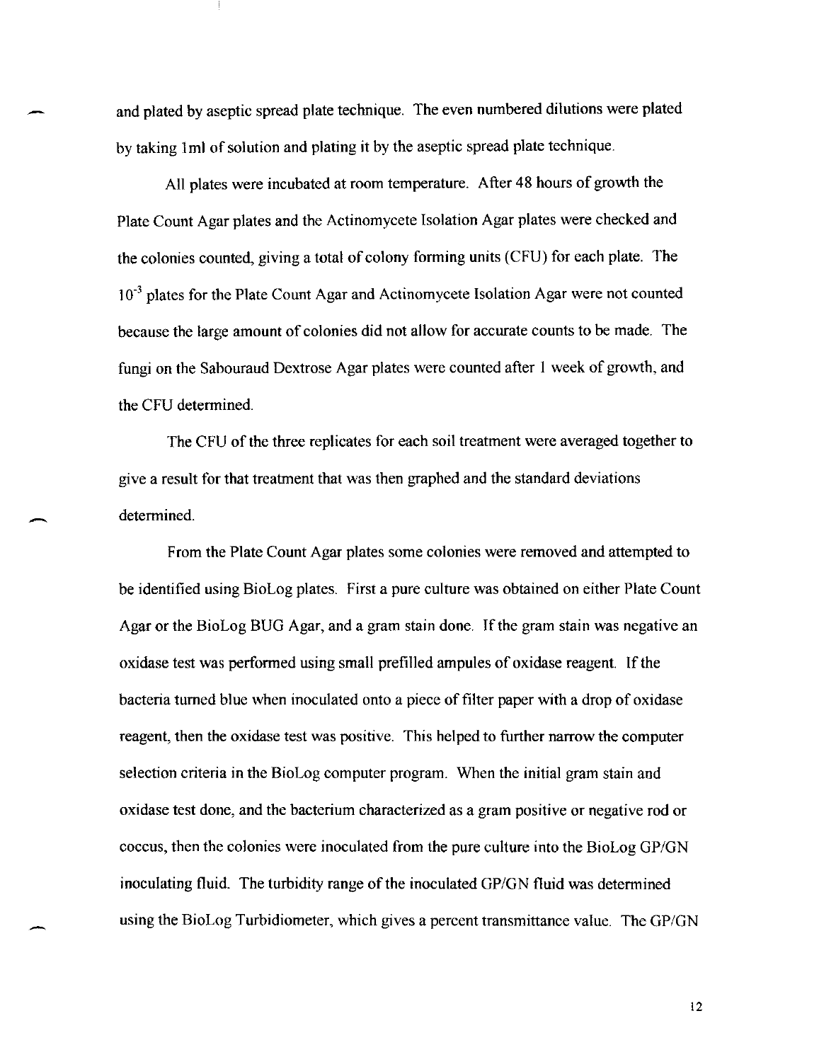and plated by aseptic spread plate technique. The even numbered dilutions were plated by taking 1ml of solution and plating it by the aseptic spread plate technique.

All plates were incubated at room temperature. After 48 hours of growth the Plate Count Agar plates and the Actinomycete Isolation Agar plates were checked and the colonies counted, giving a total of colony forming units (CFU) for each plate. The $10^{-3}$ plates for the Plate Count Agar and Actinomycete Isolation Agar were not counted because the large amount of colonies did not allow for accurate counts to be made. The fungi on the Sabouraud Dextrose Agar plates were counted after 1 week of growth, and the CFU determined.

The CFU of the three replicates for each soil treatment were averaged together to give a result for that treatment that was then graphed and the standard deviations determined.

From the Plate Count Agar plates some colonies were removed and attempted to be identified using BioLog plates. First a pure culture was obtained on either Plate Count Agar or the BioLog BUG Agar, and a gram stain done. If the gram stain was negative an oxidase test was performed using small prefilled ampules of oxidase reagent. If the bacteria turned blue when inoculated onto a piece of filter paper with a drop of oxidase reagent, then the oxidase test was positive. This helped to further narrow the computer selection criteria in the BioLog computer program. When the initial gram stain and oxidase test done, and the bacterium characterized as a gram positive or negative rod or coccus, then the colonies were inoculated from the pure culture into the BioLog GP/GN inoculating fluid. The turbidity range of the inoculated GP/GN fluid was determined using the BioLog Turbidiometer, which gives a percent transmittance value. The GP/GN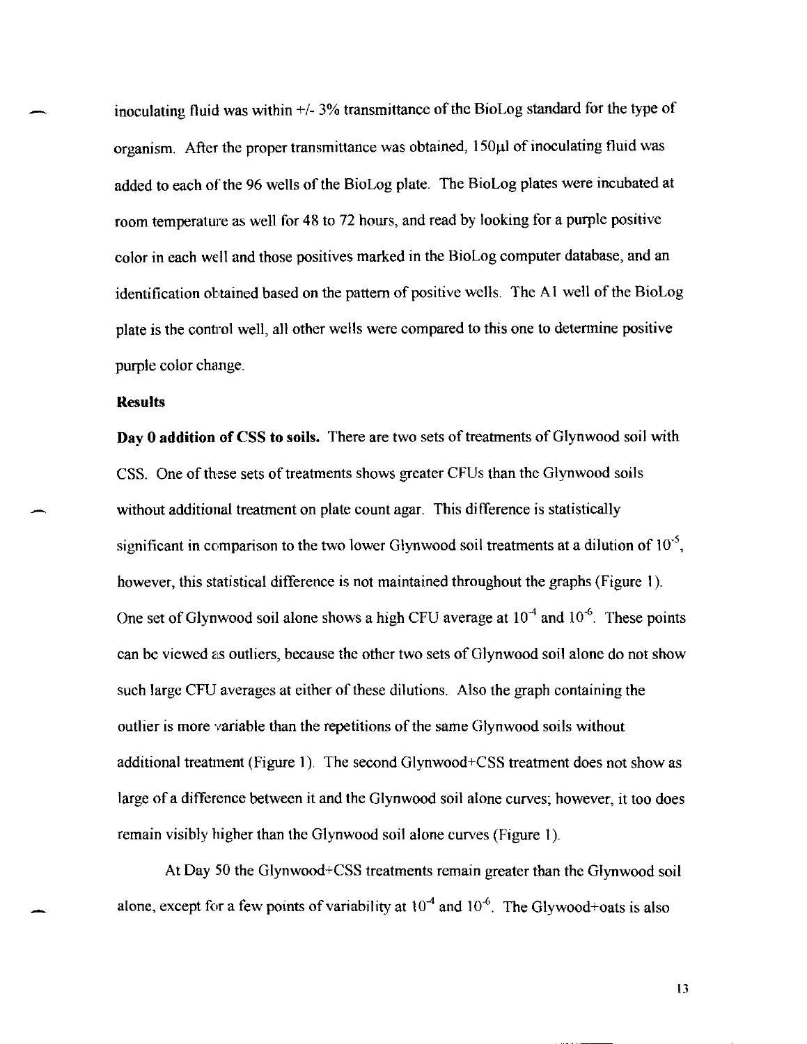inoculating fluid was within +/- 3% transmittance of the BioLog standard for the type of organism. After the proper transmittance was obtained, 150μl of inoculating fluid was added to each of the 96 wells of the BioLog plate. The BioLog plates were incubated at room temperature as well for 48 to 72 hours, and read by looking for a purple positive color in each well and those positives marked in the BioLog computer database, and an identification obtained based on the pattern of positive wells. The A1 well of the BioLog plate is the control well, all other wells were compared to this one to determine positive purple color change.

**Results**

**Day 0 addition of CSS to soils.** There are two sets of treatments of Glynwood soil with CSS. One of these sets of treatments shows greater CFUs than the Glynwood soils without additional treatment on plate count agar. This difference is statistically significant in comparison to the two lower Glynwood soil treatments at a dilution of $10^{-5}$, however, this statistical difference is not maintained throughout the graphs (Figure 1). One set of Glynwood soil alone shows a high CFU average at $10^{-4}$ and $10^{-6}$. These points can be viewed as outliers, because the other two sets of Glynwood soil alone do not show such large CFU averages at either of these dilutions. Also the graph containing the outlier is more variable than the repetitions of the same Glynwood soils without additional treatment (Figure 1). The second Glynwood+CSS treatment does not show as large of a difference between it and the Glynwood soil alone curves; however, it too does remain visibly higher than the Glynwood soil alone curves (Figure 1).

At Day 50 the Glynwood+CSS treatments remain greater than the Glynwood soil alone, except for a few points of variability at $10^{-4}$ and $10^{-6}$. The Glywood+oats is also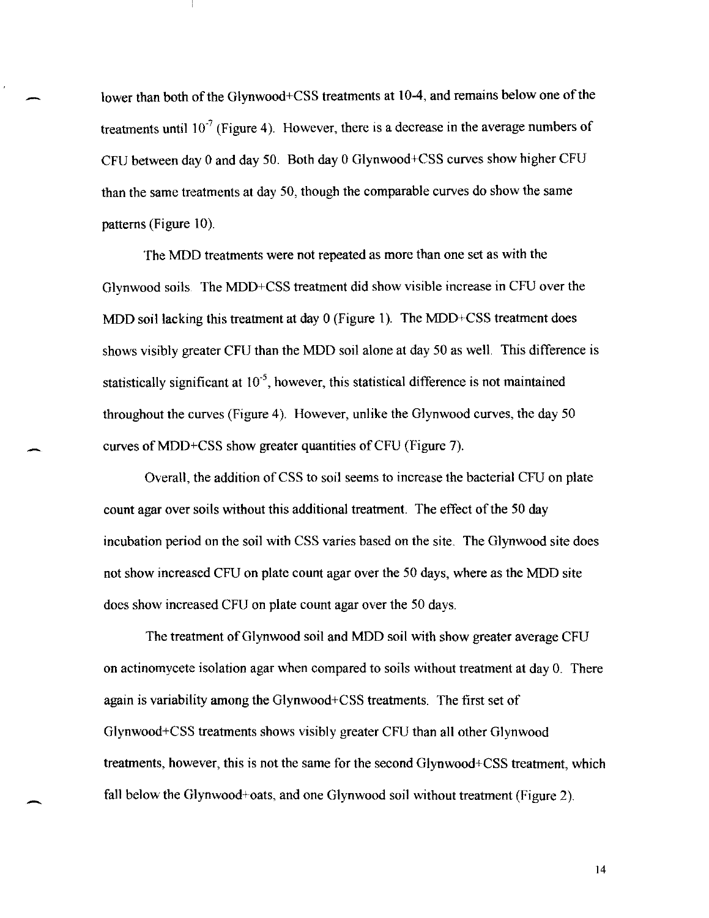lower than both of the Glynwood+CSS treatments at 10-4, and remains below one of the treatments until $10^{-7}$ (Figure 4). However, there is a decrease in the average numbers of CFU between day 0 and day 50. Both day 0 Glynwood+CSS curves show higher CFU than the same treatments at day 50, though the comparable curves do show the same patterns (Figure 10).

The MDD treatments were not repeated as more than one set as with the Glynwood soils. The MDD+CSS treatment did show visible increase in CFU over the MDD soil lacking this treatment at day 0 (Figure 1). The MDD+CSS treatment does shows visibly greater CFU than the MDD soil alone at day 50 as well. This difference is statistically significant at $10^{-5}$, however, this statistical difference is not maintained throughout the curves (Figure 4). However, unlike the Glynwood curves, the day 50 curves of MDD+CSS show greater quantities of CFU (Figure 7).

Overall, the addition of CSS to soil seems to increase the bacterial CFU on plate count agar over soils without this additional treatment. The effect of the 50 day incubation period on the soil with CSS varies based on the site. The Glynwood site does not show increased CFU on plate count agar over the 50 days, where as the MDD site does show increased CFU on plate count agar over the 50 days.

The treatment of Glynwood soil and MDD soil with show greater average CFU on actinomycete isolation agar when compared to soils without treatment at day 0. There again is variability among the Glynwood+CSS treatments. The first set of Glynwood+CSS treatments shows visibly greater CFU than all other Glynwood treatments, however, this is not the same for the second Glynwood+CSS treatment, which fall below the Glynwood+oats, and one Glynwood soil without treatment (Figure 2).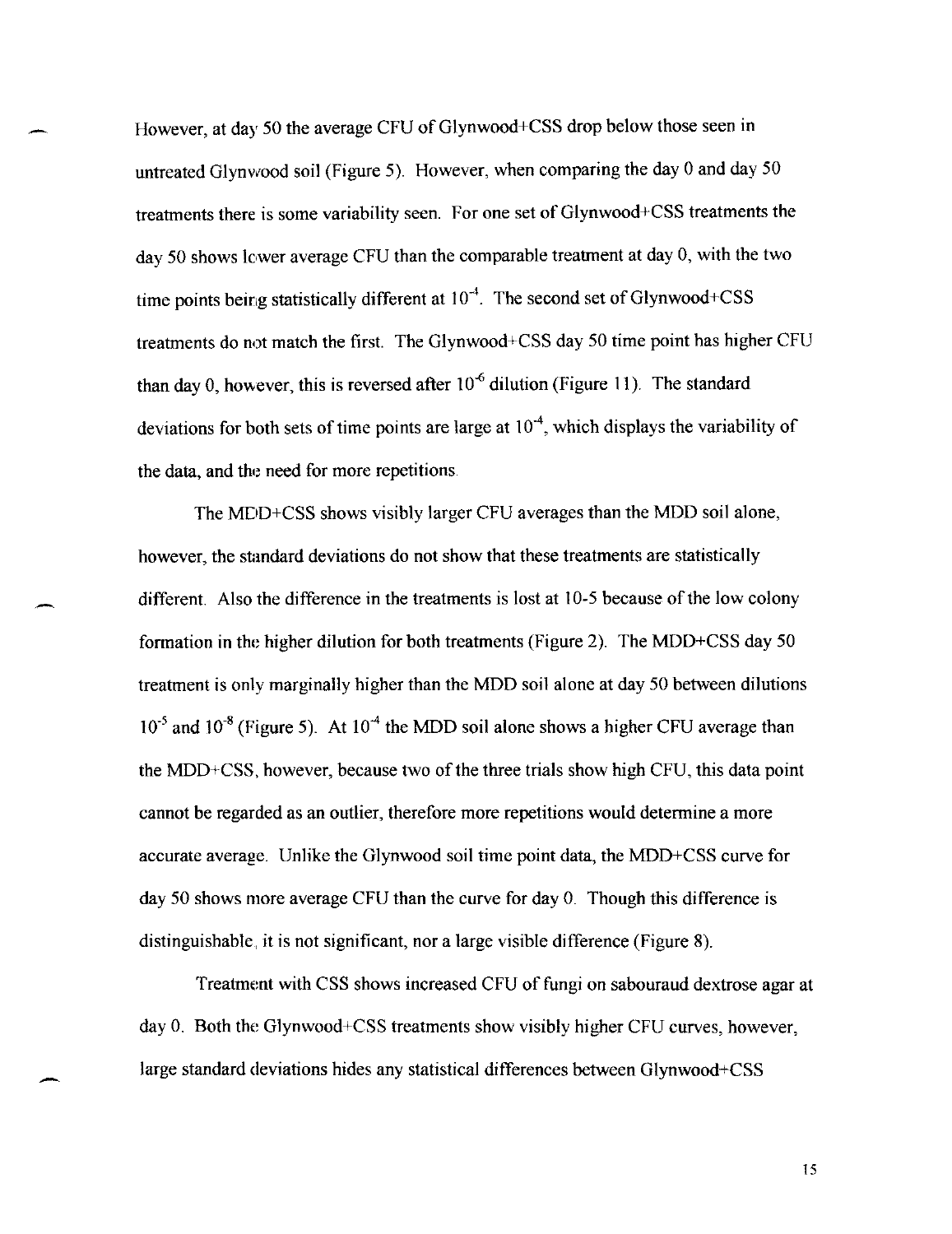However, at day 50 the average CFU of Glynwood+CSS drop below those seen in untreated Glynwood soil (Figure 5). However, when comparing the day 0 and day 50 treatments there is some variability seen. For one set of Glynwood+CSS treatments the day 50 shows lower average CFU than the comparable treatment at day 0, with the two time points being statistically different at $10^{-4}$. The second set of Glynwood+CSS treatments do not match the first. The Glynwood+CSS day 50 time point has higher CFU than day 0, however, this is reversed after $10^{-6}$ dilution (Figure 11). The standard deviations for both sets of time points are large at $10^{-4}$, which displays the variability of the data, and the need for more repetitions.

The MDD+CSS shows visibly larger CFU averages than the MDD soil alone, however, the standard deviations do not show that these treatments are statistically different. Also the difference in the treatments is lost at 10-5 because of the low colony formation in the higher dilution for both treatments (Figure 2). The MDD+CSS day 50 treatment is only marginally higher than the MDD soil alone at day 50 between dilutions $10^{-5}$ and $10^{-8}$ (Figure 5). At $10^{-4}$ the MDD soil alone shows a higher CFU average than the MDD+CSS, however, because two of the three trials show high CFU, this data point cannot be regarded as an outlier, therefore more repetitions would determine a more accurate average. Unlike the Glynwood soil time point data, the MDD+CSS curve for day 50 shows more average CFU than the curve for day 0. Though this difference is distinguishable, it is not significant, nor a large visible difference (Figure 8).

Treatment with CSS shows increased CFU of fungi on sabouraud dextrose agar at day 0. Both the Glynwood+CSS treatments show visibly higher CFU curves, however, large standard deviations hides any statistical differences between Glynwood+CSS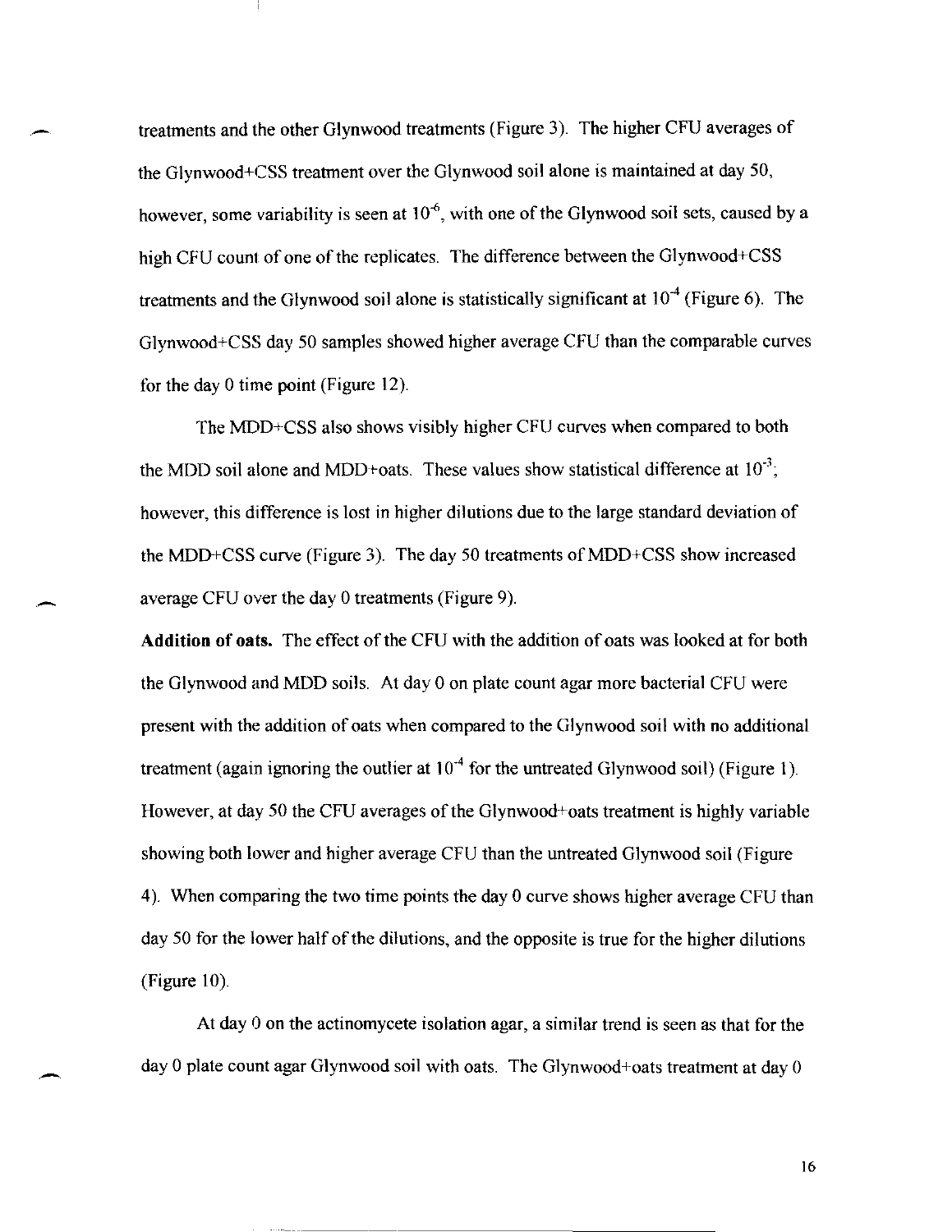treatments and the other Glynwood treatments (Figure 3). The higher CFU averages of the Glynwood+CSS treatment over the Glynwood soil alone is maintained at day 50, however, some variability is seen at $10^{-6}$, with one of the Glynwood soil sets, caused by a high CFU count of one of the replicates. The difference between the Glynwood+CSS treatments and the Glynwood soil alone is statistically significant at $10^{-4}$ (Figure 6). The Glynwood+CSS day 50 samples showed higher average CFU than the comparable curves for the day 0 time point (Figure 12).

The MDD+CSS also shows visibly higher CFU curves when compared to both the MDD soil alone and MDD+oats. These values show statistical difference at $10^{-3}$; however, this difference is lost in higher dilutions due to the large standard deviation of the MDD+CSS curve (Figure 3). The day 50 treatments of MDD+CSS show increased average CFU over the day 0 treatments (Figure 9).

**Addition of oats.** The effect of the CFU with the addition of oats was looked at for both the Glynwood and MDD soils. At day 0 on plate count agar more bacterial CFU were present with the addition of oats when compared to the Glynwood soil with no additional treatment (again ignoring the outlier at $10^{-4}$ for the untreated Glynwood soil) (Figure 1). However, at day 50 the CFU averages of the Glynwood+oats treatment is highly variable showing both lower and higher average CFU than the untreated Glynwood soil (Figure 4). When comparing the two time points the day 0 curve shows higher average CFU than day 50 for the lower half of the dilutions, and the opposite is true for the higher dilutions (Figure 10).

At day 0 on the actinomycete isolation agar, a similar trend is seen as that for the day 0 plate count agar Glynwood soil with oats. The Glynwood+oats treatment at day 0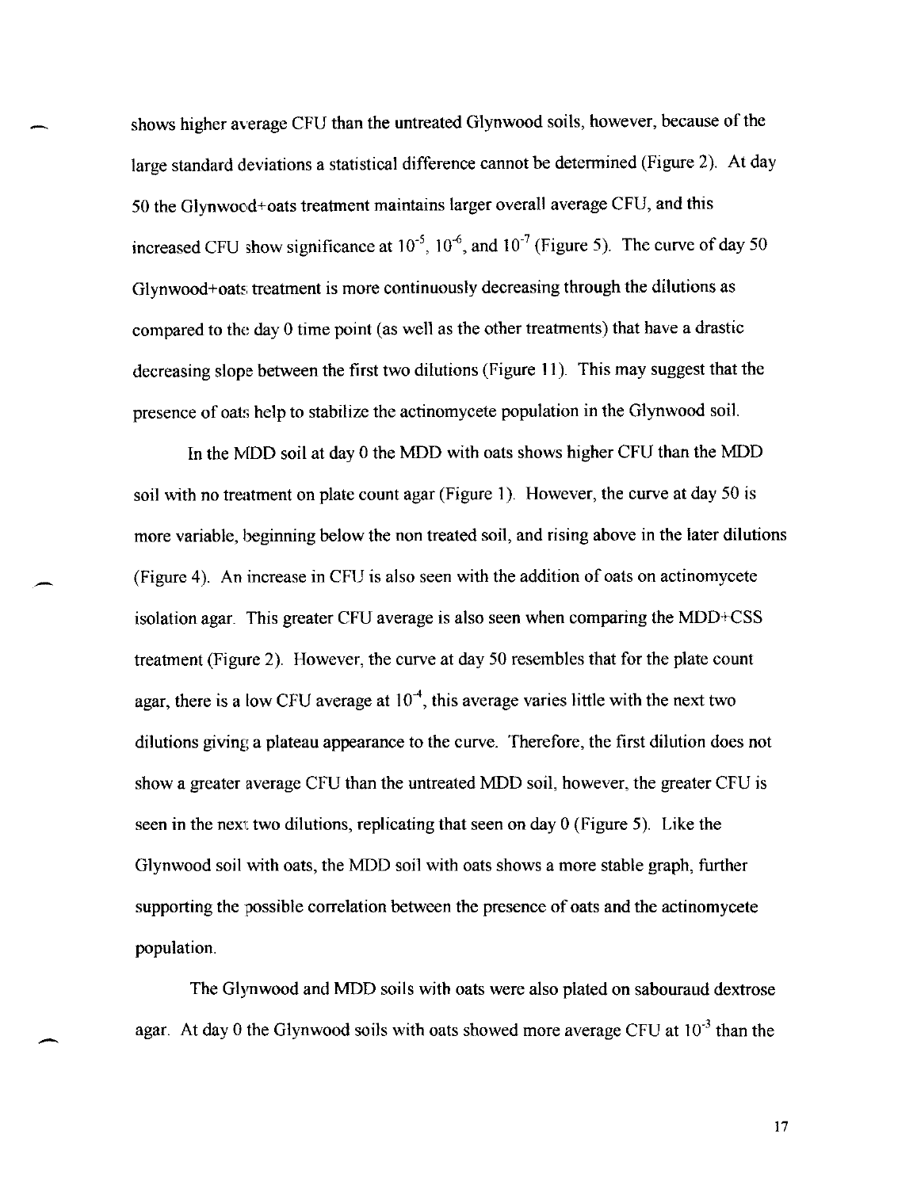shows higher average CFU than the untreated Glynwood soils, however, because of the large standard deviations a statistical difference cannot be determined (Figure 2). At day 50 the Glynwood+oats treatment maintains larger overall average CFU, and this increased CFU show significance at $10^{-5}$, $10^{-6}$, and $10^{-7}$ (Figure 5). The curve of day 50 Glynwood+oats treatment is more continuously decreasing through the dilutions as compared to the day 0 time point (as well as the other treatments) that have a drastic decreasing slope between the first two dilutions (Figure 11). This may suggest that the presence of oats help to stabilize the actinomycete population in the Glynwood soil.

In the MDD soil at day 0 the MDD with oats shows higher CFU than the MDD soil with no treatment on plate count agar (Figure 1). However, the curve at day 50 is more variable, beginning below the non treated soil, and rising above in the later dilutions (Figure 4). An increase in CFU is also seen with the addition of oats on actinomycete isolation agar. This greater CFU average is also seen when comparing the MDD+CSS treatment (Figure 2). However, the curve at day 50 resembles that for the plate count agar, there is a low CFU average at $10^{-4}$, this average varies little with the next two dilutions giving a plateau appearance to the curve. Therefore, the first dilution does not show a greater average CFU than the untreated MDD soil, however, the greater CFU is seen in the next two dilutions, replicating that seen on day 0 (Figure 5). Like the Glynwood soil with oats, the MDD soil with oats shows a more stable graph, further supporting the possible correlation between the presence of oats and the actinomycete population.

The Glynwood and MDD soils with oats were also plated on sabouraud dextrose agar. At day 0 the Glynwood soils with oats showed more average CFU at $10^{-3}$ than the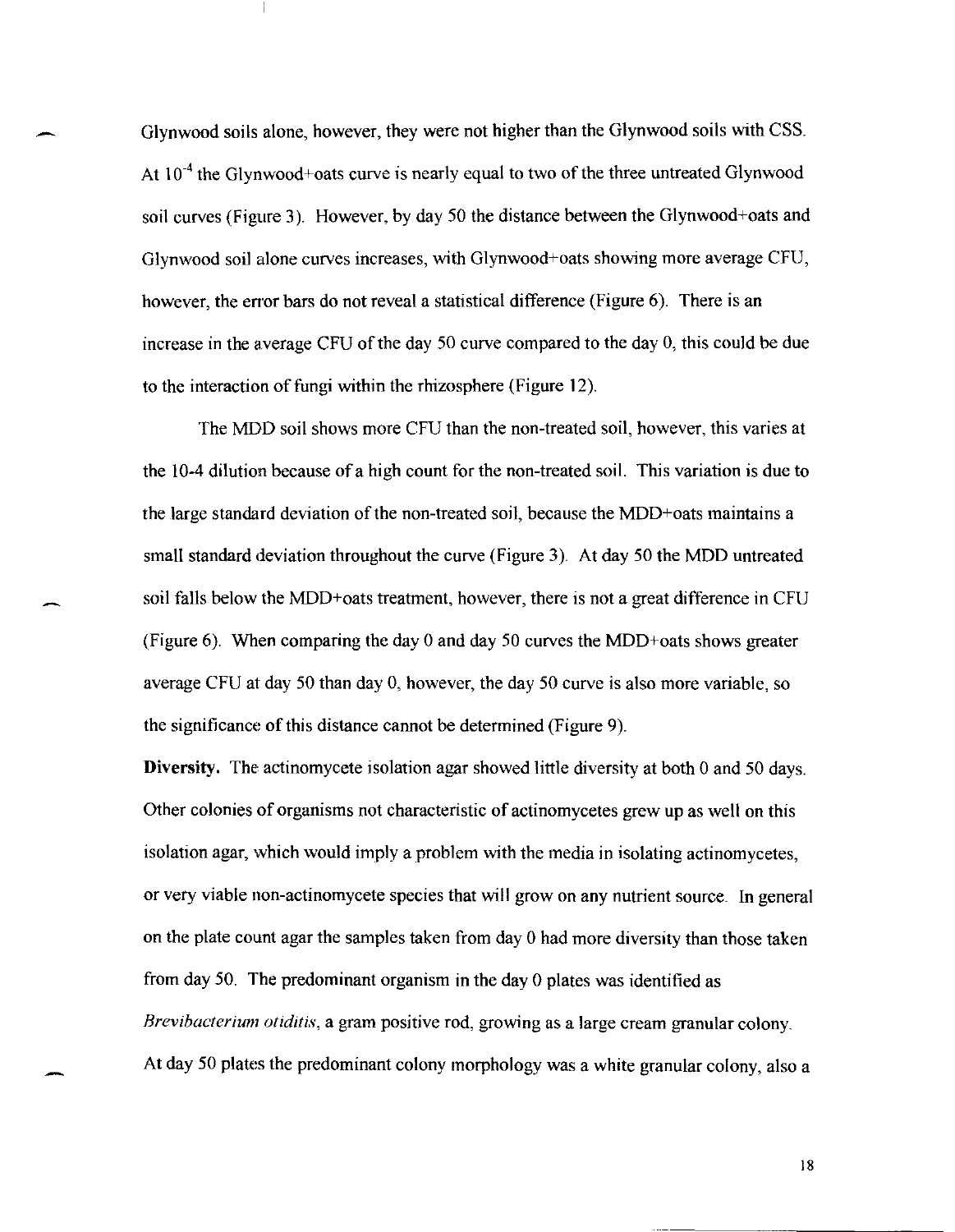Glynwood soils alone, however, they were not higher than the Glynwood soils with CSS. At $10^{-4}$ the Glynwood+oats curve is nearly equal to two of the three untreated Glynwood soil curves (Figure 3). However, by day 50 the distance between the Glynwood+oats and Glynwood soil alone curves increases, with Glynwood+oats showing more average CFU, however, the error bars do not reveal a statistical difference (Figure 6). There is an increase in the average CFU of the day 50 curve compared to the day 0, this could be due to the interaction of fungi within the rhizosphere (Figure 12).

The MDD soil shows more CFU than the non-treated soil, however, this varies at the 10-4 dilution because of a high count for the non-treated soil. This variation is due to the large standard deviation of the non-treated soil, because the MDD+oats maintains a small standard deviation throughout the curve (Figure 3). At day 50 the MDD untreated soil falls below the MDD+oats treatment, however, there is not a great difference in CFU (Figure 6). When comparing the day 0 and day 50 curves the MDD+oats shows greater average CFU at day 50 than day 0, however, the day 50 curve is also more variable, so the significance of this distance cannot be determined (Figure 9).

**Diversity.** The actinomycete isolation agar showed little diversity at both 0 and 50 days. Other colonies of organisms not characteristic of actinomycetes grew up as well on this isolation agar, which would imply a problem with the media in isolating actinomycetes, or very viable non-actinomycete species that will grow on any nutrient source. In general on the plate count agar the samples taken from day 0 had more diversity than those taken from day 50. The predominant organism in the day 0 plates was identified as *Brevibacterium otiditis*, a gram positive rod, growing as a large cream granular colony. At day 50 plates the predominant colony morphology was a white granular colony, also a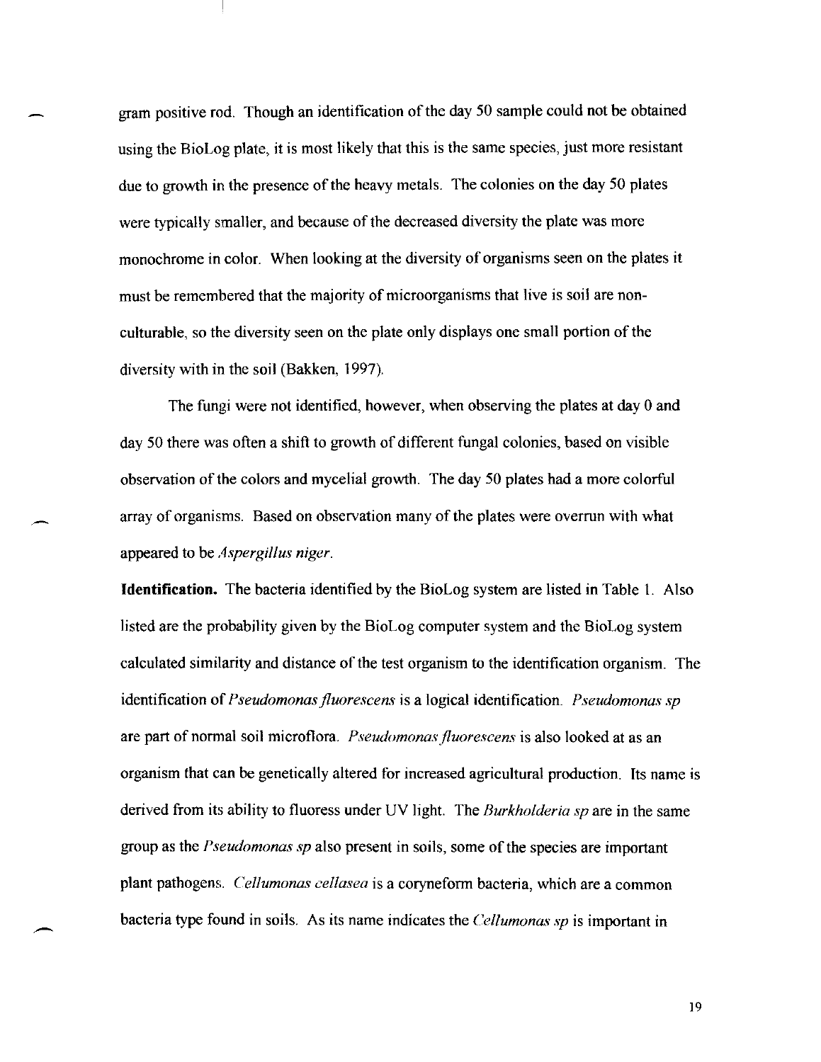gram positive rod. Though an identification of the day 50 sample could not be obtained using the BioLog plate, it is most likely that this is the same species, just more resistant due to growth in the presence of the heavy metals. The colonies on the day 50 plates were typically smaller, and because of the decreased diversity the plate was more monochrome in color. When looking at the diversity of organisms seen on the plates it must be remembered that the majority of microorganisms that live is soil are non-culturable, so the diversity seen on the plate only displays one small portion of the diversity with in the soil (Bakken, 1997).

The fungi were not identified, however, when observing the plates at day 0 and day 50 there was often a shift to growth of different fungal colonies, based on visible observation of the colors and mycelial growth. The day 50 plates had a more colorful array of organisms. Based on observation many of the plates were overrun with what appeared to be *Aspergillus niger*.

**Identification.** The bacteria identified by the BioLog system are listed in Table 1. Also listed are the probability given by the BioLog computer system and the BioLog system calculated similarity and distance of the test organism to the identification organism. The identification of *Pseudomonas fluorescens* is a logical identification. *Pseudomonas sp* are part of normal soil microflora. *Pseudomonas fluorescens* is also looked at as an organism that can be genetically altered for increased agricultural production. Its name is derived from its ability to fluoress under UV light. The *Burkholderia sp* are in the same group as the *Pseudomonas sp* also present in soils, some of the species are important plant pathogens. *Cellumonas cellasea* is a coryneform bacteria, which are a common bacteria type found in soils. As its name indicates the *Cellumonas sp* is important in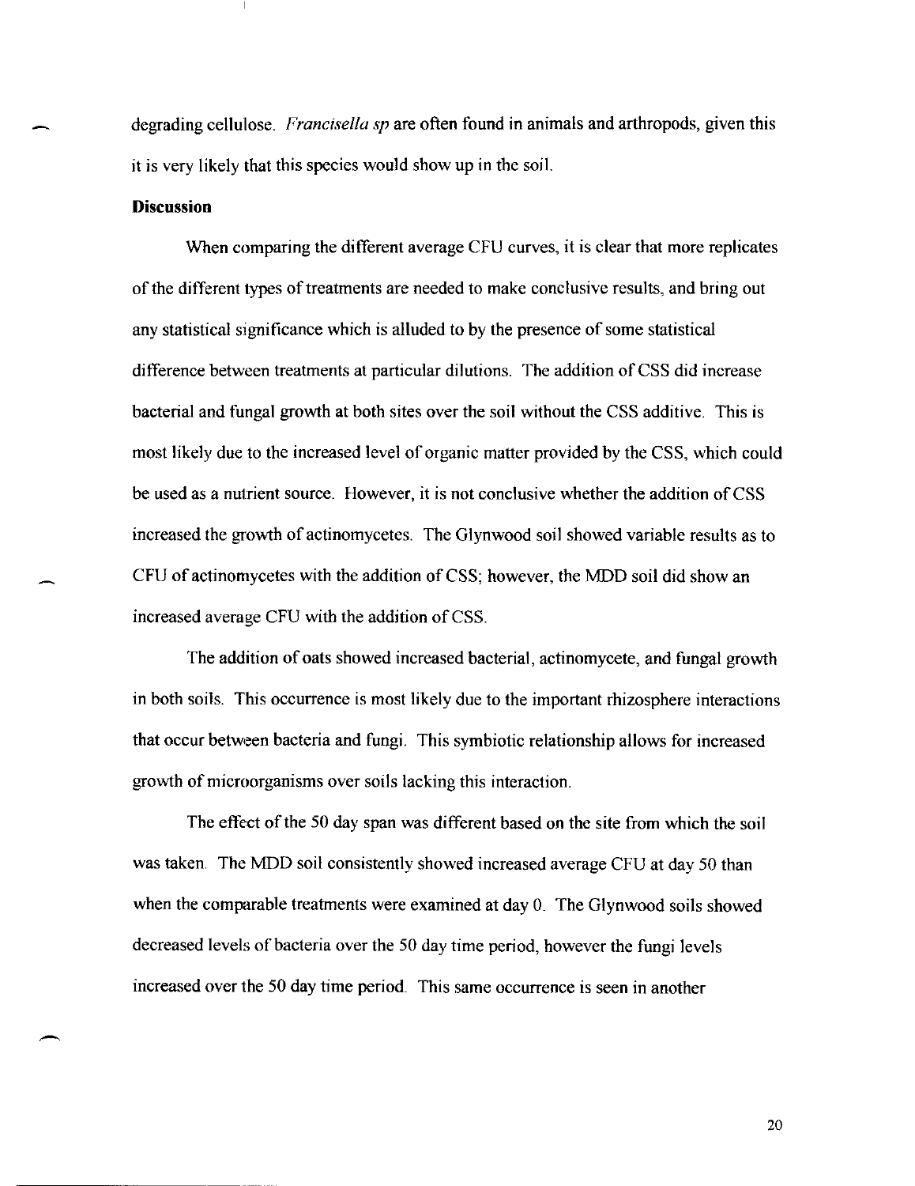degrading cellulose. *Francisella sp* are often found in animals and arthropods, given this it is very likely that this species would show up in the soil.

**Discussion**

When comparing the different average CFU curves, it is clear that more replicates of the different types of treatments are needed to make conclusive results, and bring out any statistical significance which is alluded to by the presence of some statistical difference between treatments at particular dilutions. The addition of CSS did increase bacterial and fungal growth at both sites over the soil without the CSS additive. This is most likely due to the increased level of organic matter provided by the CSS, which could be used as a nutrient source. However, it is not conclusive whether the addition of CSS increased the growth of actinomycetes. The Glynwood soil showed variable results as to CFU of actinomycetes with the addition of CSS; however, the MDD soil did show an increased average CFU with the addition of CSS.

The addition of oats showed increased bacterial, actinomycete, and fungal growth in both soils. This occurrence is most likely due to the important rhizosphere interactions that occur between bacteria and fungi. This symbiotic relationship allows for increased growth of microorganisms over soils lacking this interaction.

The effect of the 50 day span was different based on the site from which the soil was taken. The MDD soil consistently showed increased average CFU at day 50 than when the comparable treatments were examined at day 0. The Glynwood soils showed decreased levels of bacteria over the 50 day time period, however the fungi levels increased over the 50 day time period. This same occurrence is seen in another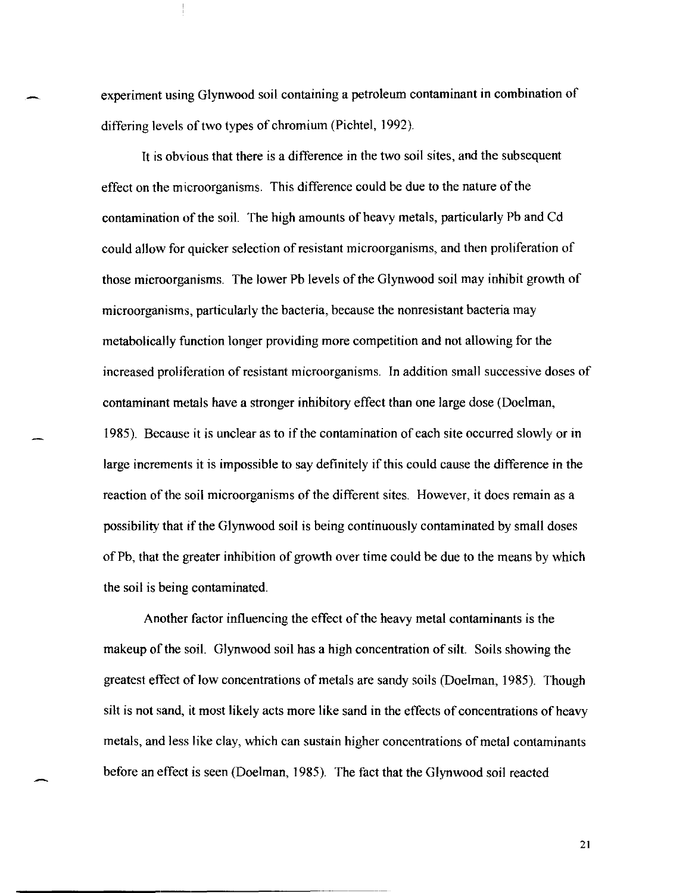experiment using Glynwood soil containing a petroleum contaminant in combination of differing levels of two types of chromium (Pichtel, 1992).

It is obvious that there is a difference in the two soil sites, and the subsequent effect on the microorganisms. This difference could be due to the nature of the contamination of the soil. The high amounts of heavy metals, particularly Pb and Cd could allow for quicker selection of resistant microorganisms, and then proliferation of those microorganisms. The lower Pb levels of the Glynwood soil may inhibit growth of microorganisms, particularly the bacteria, because the nonresistant bacteria may metabolically function longer providing more competition and not allowing for the increased proliferation of resistant microorganisms. In addition small successive doses of contaminant metals have a stronger inhibitory effect than one large dose (Doelman, 1985). Because it is unclear as to if the contamination of each site occurred slowly or in large increments it is impossible to say definitely if this could cause the difference in the reaction of the soil microorganisms of the different sites. However, it does remain as a possibility that if the Glynwood soil is being continuously contaminated by small doses of Pb, that the greater inhibition of growth over time could be due to the means by which the soil is being contaminated.

Another factor influencing the effect of the heavy metal contaminants is the makeup of the soil. Glynwood soil has a high concentration of silt. Soils showing the greatest effect of low concentrations of metals are sandy soils (Doelman, 1985). Though silt is not sand, it most likely acts more like sand in the effects of concentrations of heavy metals, and less like clay, which can sustain higher concentrations of metal contaminants before an effect is seen (Doelman, 1985). The fact that the Glynwood soil reacted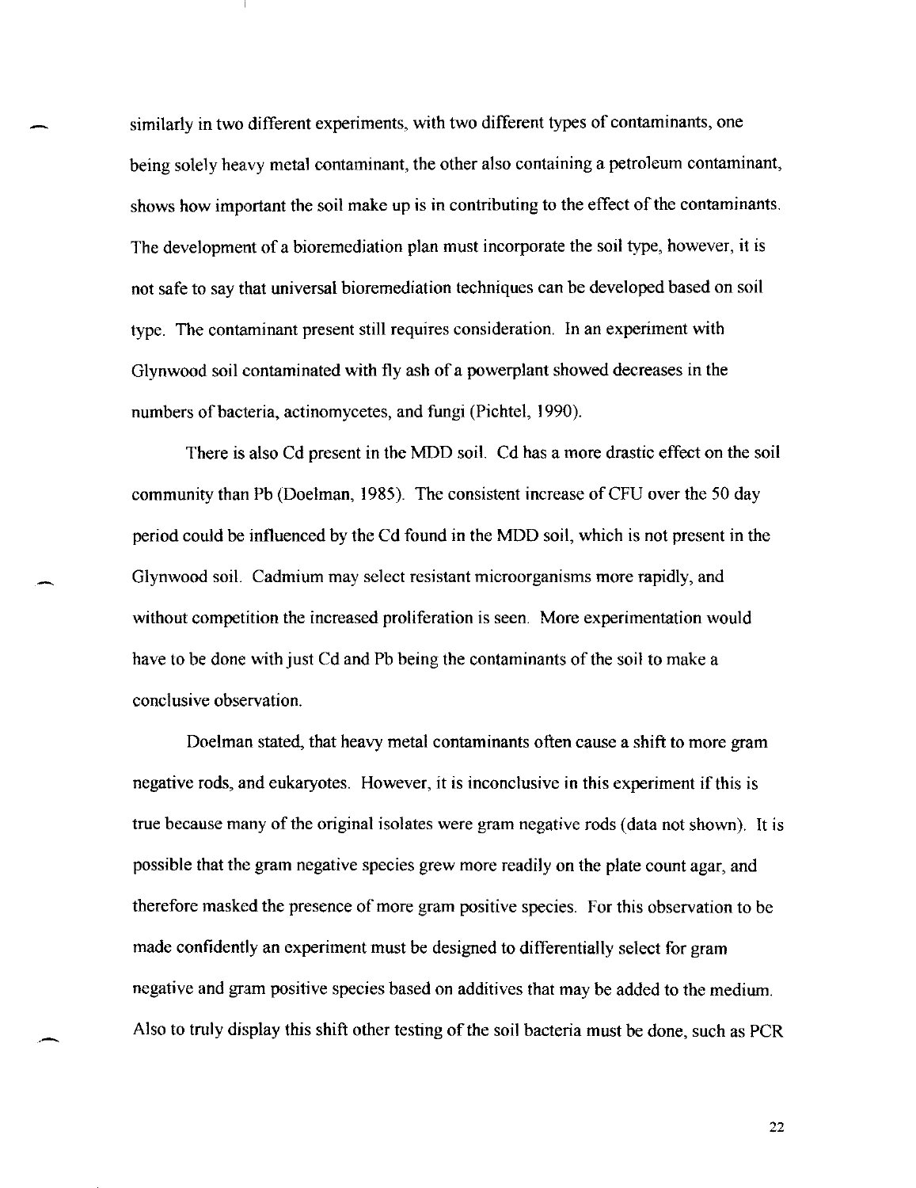similarly in two different experiments, with two different types of contaminants, one being solely heavy metal contaminant, the other also containing a petroleum contaminant, shows how important the soil make up is in contributing to the effect of the contaminants. The development of a bioremediation plan must incorporate the soil type, however, it is not safe to say that universal bioremediation techniques can be developed based on soil type. The contaminant present still requires consideration. In an experiment with Glynwood soil contaminated with fly ash of a powerplant showed decreases in the numbers of bacteria, actinomycetes, and fungi (Pichtel, 1990).

There is also Cd present in the MDD soil. Cd has a more drastic effect on the soil community than Pb (Doelman, 1985). The consistent increase of CFU over the 50 day period could be influenced by the Cd found in the MDD soil, which is not present in the Glynwood soil. Cadmium may select resistant microorganisms more rapidly, and without competition the increased proliferation is seen. More experimentation would have to be done with just Cd and Pb being the contaminants of the soil to make a conclusive observation.

Doelman stated, that heavy metal contaminants often cause a shift to more gram negative rods, and eukaryotes. However, it is inconclusive in this experiment if this is true because many of the original isolates were gram negative rods (data not shown). It is possible that the gram negative species grew more readily on the plate count agar, and therefore masked the presence of more gram positive species. For this observation to be made confidently an experiment must be designed to differentially select for gram negative and gram positive species based on additives that may be added to the medium. Also to truly display this shift other testing of the soil bacteria must be done, such as PCR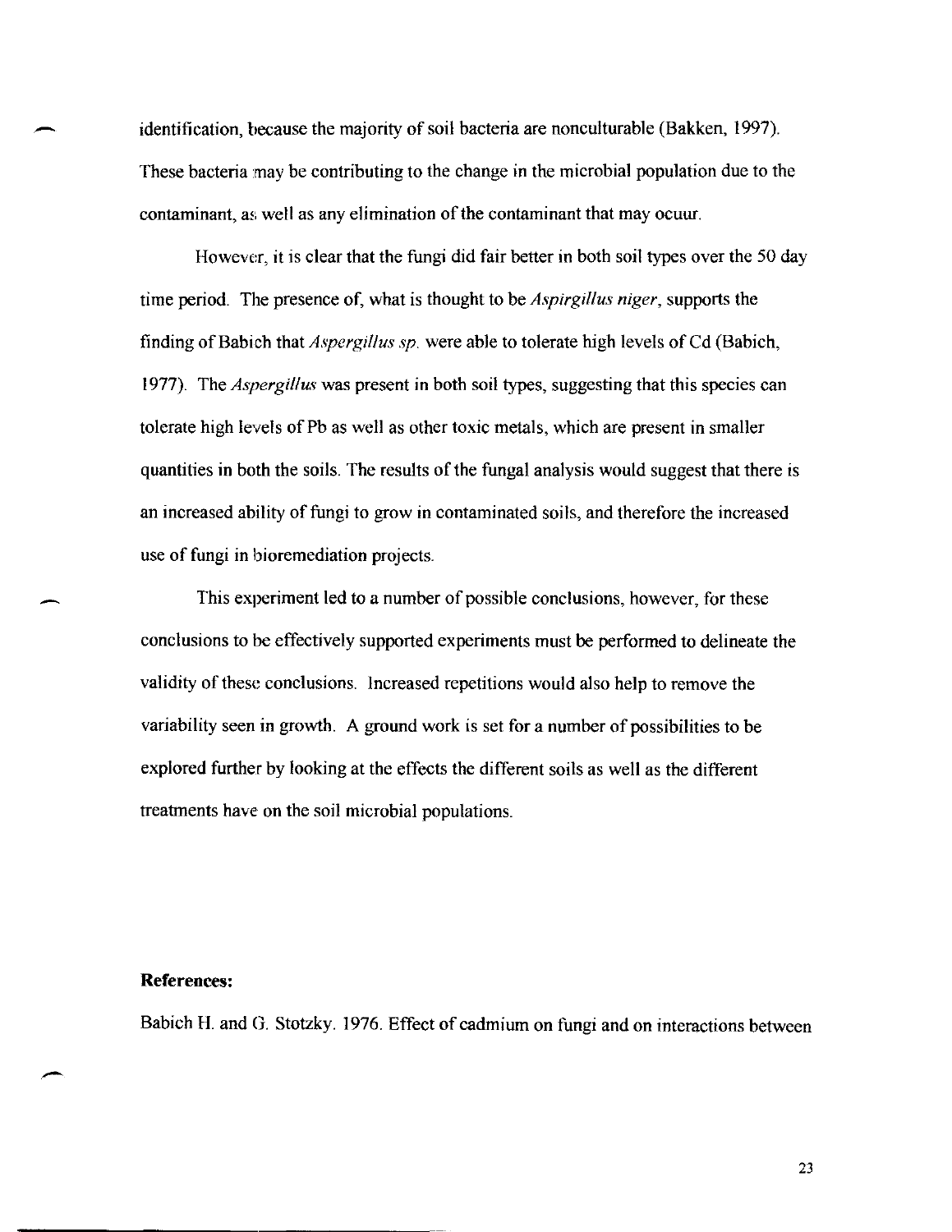identification, because the majority of soil bacteria are nonculturable (Bakken, 1997). These bacteria may be contributing to the change in the microbial population due to the contaminant, as well as any elimination of the contaminant that may ocuur.

However, it is clear that the fungi did fair better in both soil types over the 50 day time period. The presence of, what is thought to be *Aspirgillus niger*, supports the finding of Babich that *Aspergillus sp.* were able to tolerate high levels of Cd (Babich, 1977). The *Aspergillus* was present in both soil types, suggesting that this species can tolerate high levels of Pb as well as other toxic metals, which are present in smaller quantities in both the soils. The results of the fungal analysis would suggest that there is an increased ability of fungi to grow in contaminated soils, and therefore the increased use of fungi in bioremediation projects.

This experiment led to a number of possible conclusions, however, for these conclusions to be effectively supported experiments must be performed to delineate the validity of these conclusions. Increased repetitions would also help to remove the variability seen in growth. A ground work is set for a number of possibilities to be explored further by looking at the effects the different soils as well as the different treatments have on the soil microbial populations.

**References:**

Babich H. and G. Stotzky. 1976. Effect of cadmium on fungi and on interactions between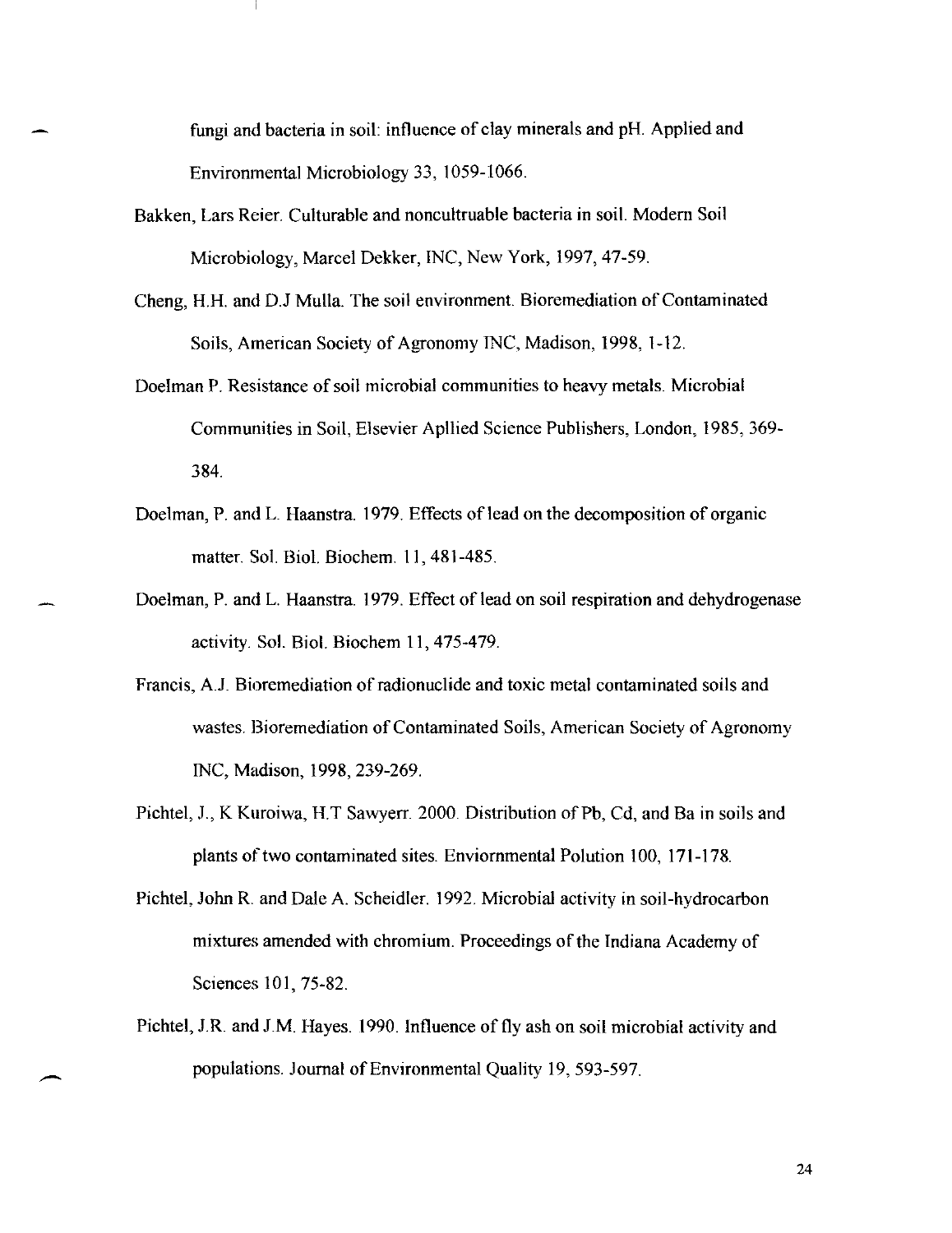fungi and bacteria in soil: influence of clay minerals and pH. Applied and Environmental Microbiology 33, 1059-1066.

Bakken, Lars Reier. Culturable and noncultruable bacteria in soil. Modern Soil Microbiology, Marcel Dekker, INC, New York, 1997, 47-59.

Cheng, H.H. and D.J Mulla. The soil environment. Bioremediation of Contaminated Soils, American Society of Agronomy INC, Madison, 1998, 1-12.

Doelman P. Resistance of soil microbial communities to heavy metals. Microbial Communities in Soil, Elsevier Apllied Science Publishers, London, 1985, 369-384.

Doelman, P. and L. Haanstra. 1979. Effects of lead on the decomposition of organic matter. Sol. Biol. Biochem. 11, 481-485.

Doelman, P. and L. Haanstra. 1979. Effect of lead on soil respiration and dehydrogenase activity. Sol. Biol. Biochem 11, 475-479.

Francis, A.J. Bioremediation of radionuclide and toxic metal contaminated soils and wastes. Bioremediation of Contaminated Soils, American Society of Agronomy INC, Madison, 1998, 239-269.

Pichtel, J., K Kuroiwa, H.T Sawyerr. 2000. Distribution of Pb, Cd, and Ba in soils and plants of two contaminated sites. Enviornmental Polution 100, 171-178.

Pichtel, John R. and Dale A. Scheidler. 1992. Microbial activity in soil-hydrocarbon mixtures amended with chromium. Proceedings of the Indiana Academy of Sciences 101, 75-82.

Pichtel, J.R. and J.M. Hayes. 1990. Influence of fly ash on soil microbial activity and populations. Journal of Environmental Quality 19, 593-597.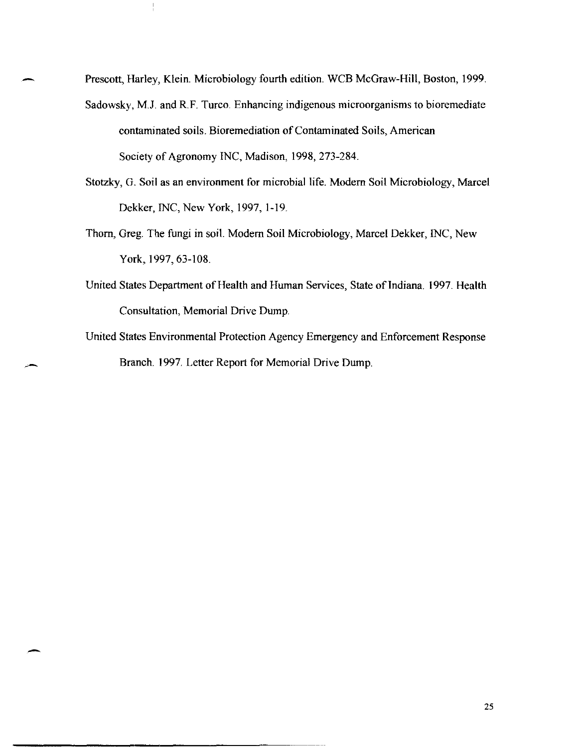Prescott, Harley, Klein. Microbiology fourth edition. WCB McGraw-Hill, Boston, 1999.

Sadowsky, M.J. and R.F. Turco. Enhancing indigenous microorganisms to bioremediate contaminated soils. Bioremediation of Contaminated Soils, American Society of Agronomy INC, Madison, 1998, 273-284.

Stotzky, G. Soil as an environment for microbial life. Modern Soil Microbiology, Marcel Dekker, INC, New York, 1997, 1-19.

Thorn, Greg. The fungi in soil. Modern Soil Microbiology, Marcel Dekker, INC, New York, 1997, 63-108.

United States Department of Health and Human Services, State of Indiana. 1997. Health Consultation, Memorial Drive Dump.

United States Environmental Protection Agency Emergency and Enforcement Response Branch. 1997. Letter Report for Memorial Drive Dump.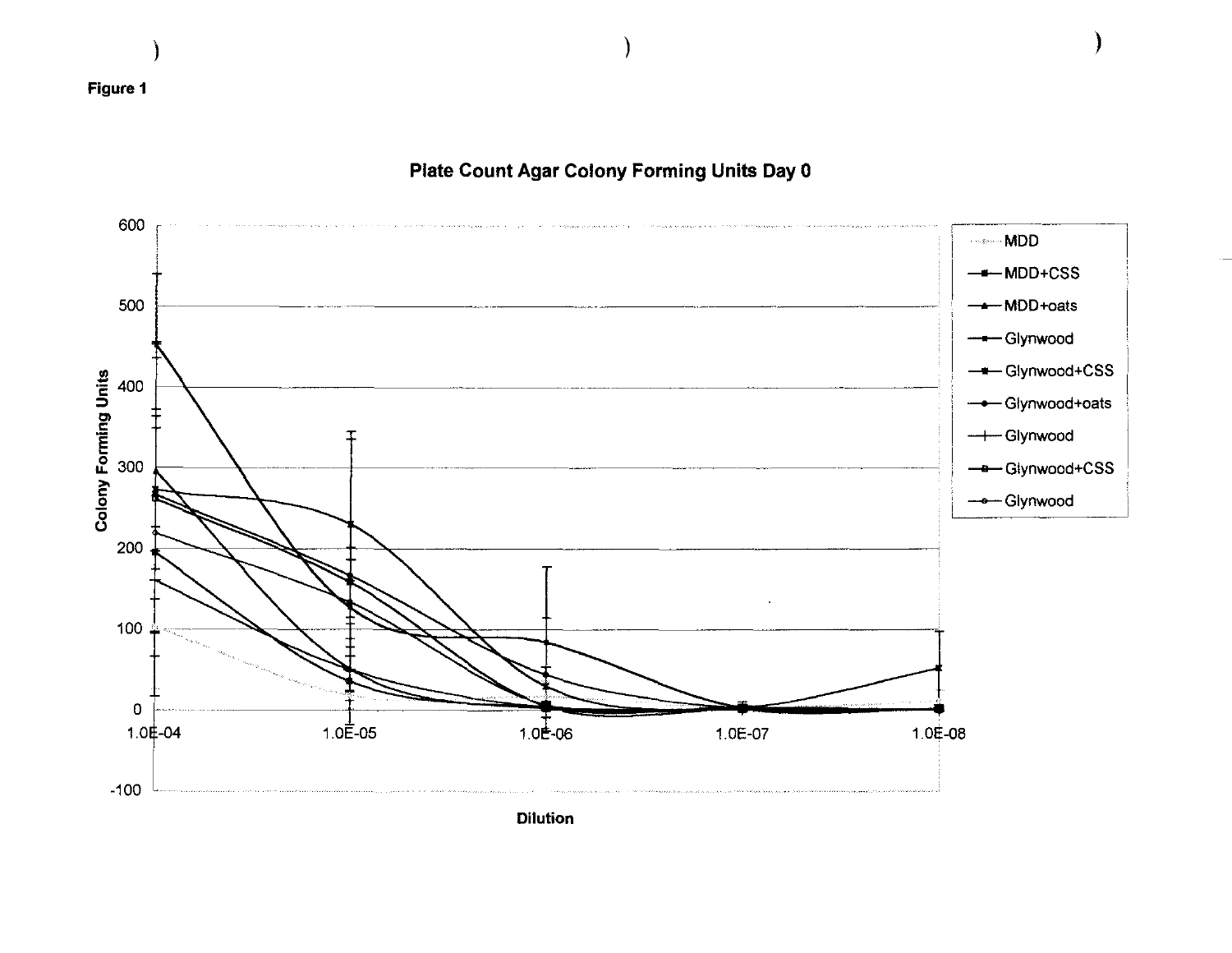Figure 1

**Plate Count Agar Colony Forming Units Day 0**

Colony Forming Units (y-axis: -100 to 600)

Dilution (x-axis: 1.0E-04, 1.0E-05, 1.0E-06, 1.0E-07, 1.0E-08)

Legend:
- MDD
- MDD+CSS
- MDD+oats
- Glynwood
- Glynwood+CSS
- Glynwood+oats
- Glynwood
- Glynwood+CSS
- Glynwood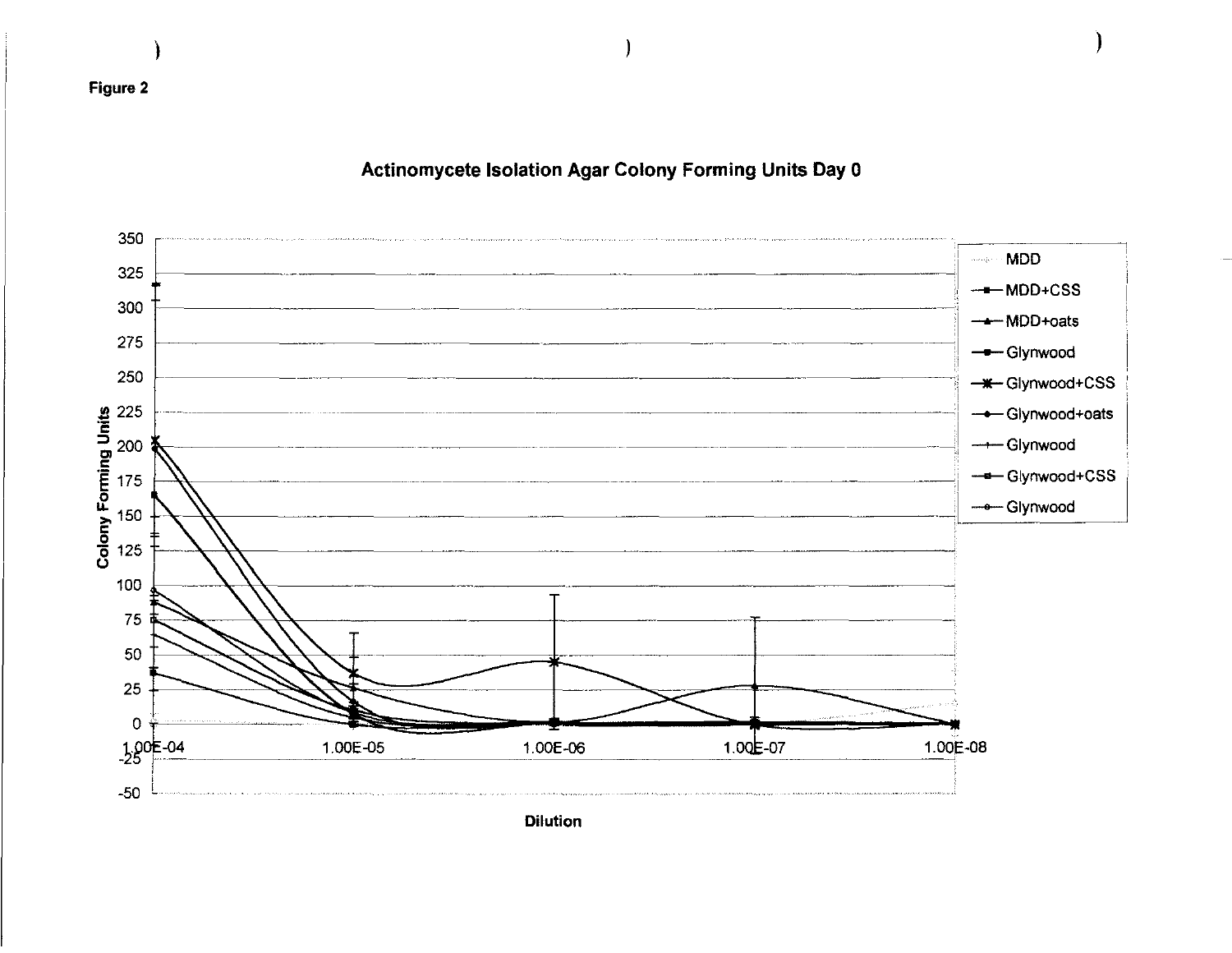Figure 2

**Actinomycete Isolation Agar Colony Forming Units Day 0**

Colony Forming Units

350
325
300
275
250
225
200
175
150
125
100
75
50
25
0
-25
-50

1.00E-04 1.00E-05 1.00E-06 1.00E-07 1.00E-08

Dilution

- MDD
- MDD+CSS
- MDD+oats
- Glynwood
- Glynwood+CSS
- Glynwood+oats
- Glynwood
- Glynwood+CSS
- Glynwood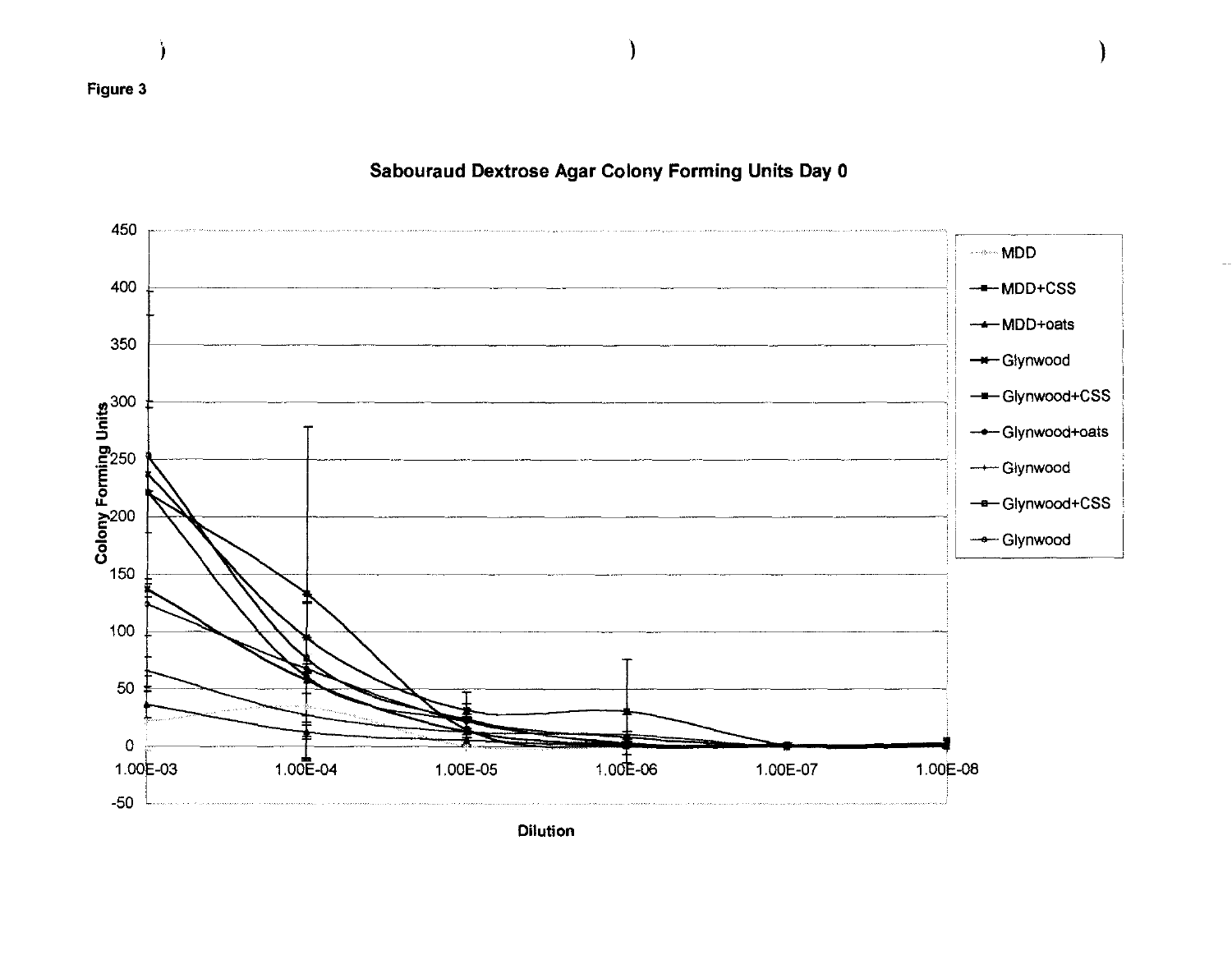Figure 3

**Sabouraud Dextrose Agar Colony Forming Units Day 0**

Colony Forming Units

Dilution

- MDD
- MDD+CSS
- MDD+oats
- Glynwood
- Glynwood+CSS
- Glynwood+oats
- Glynwood
- Glynwood+CSS
- Glynwood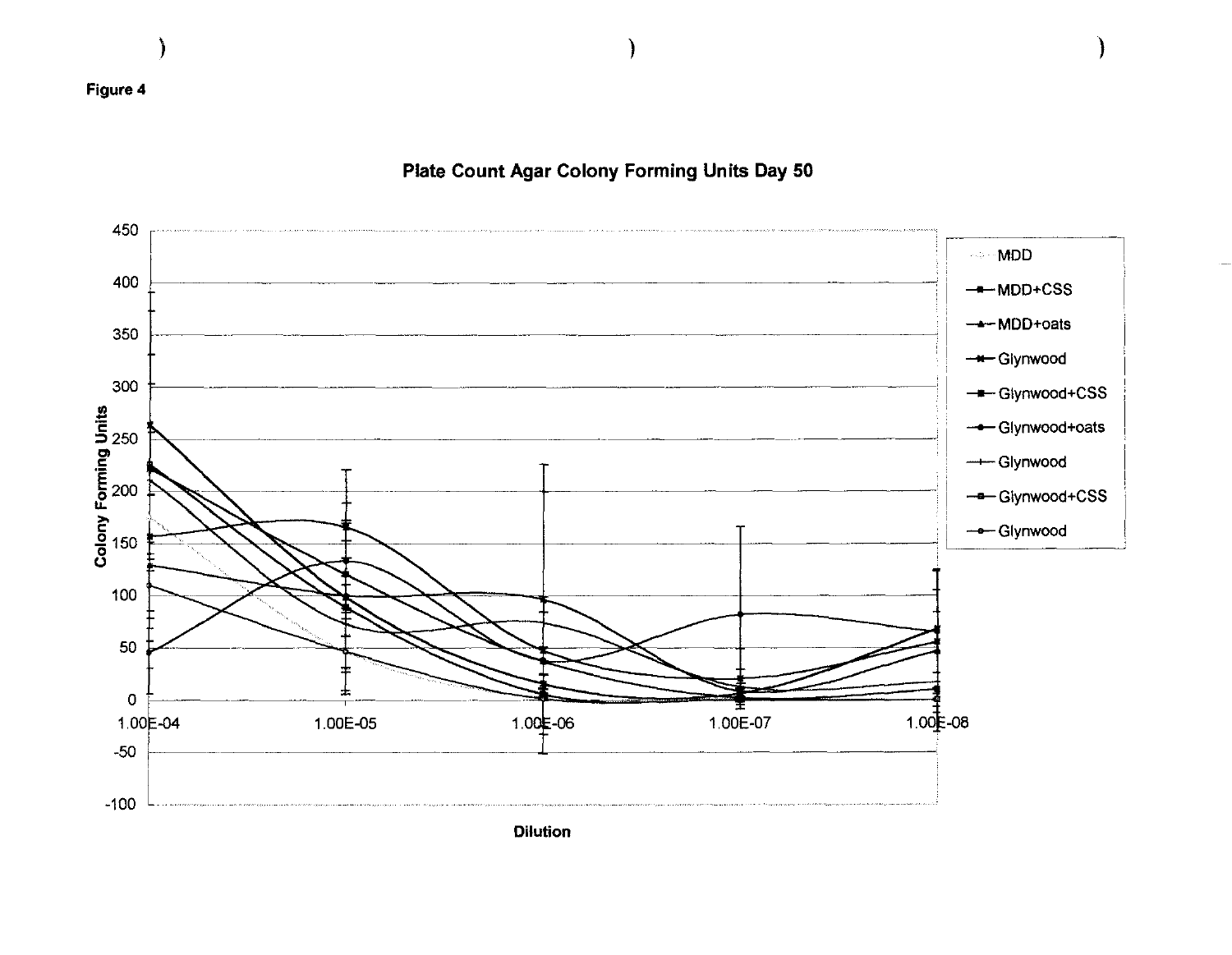**Figure 4**

**Plate Count Agar Colony Forming Units Day 50**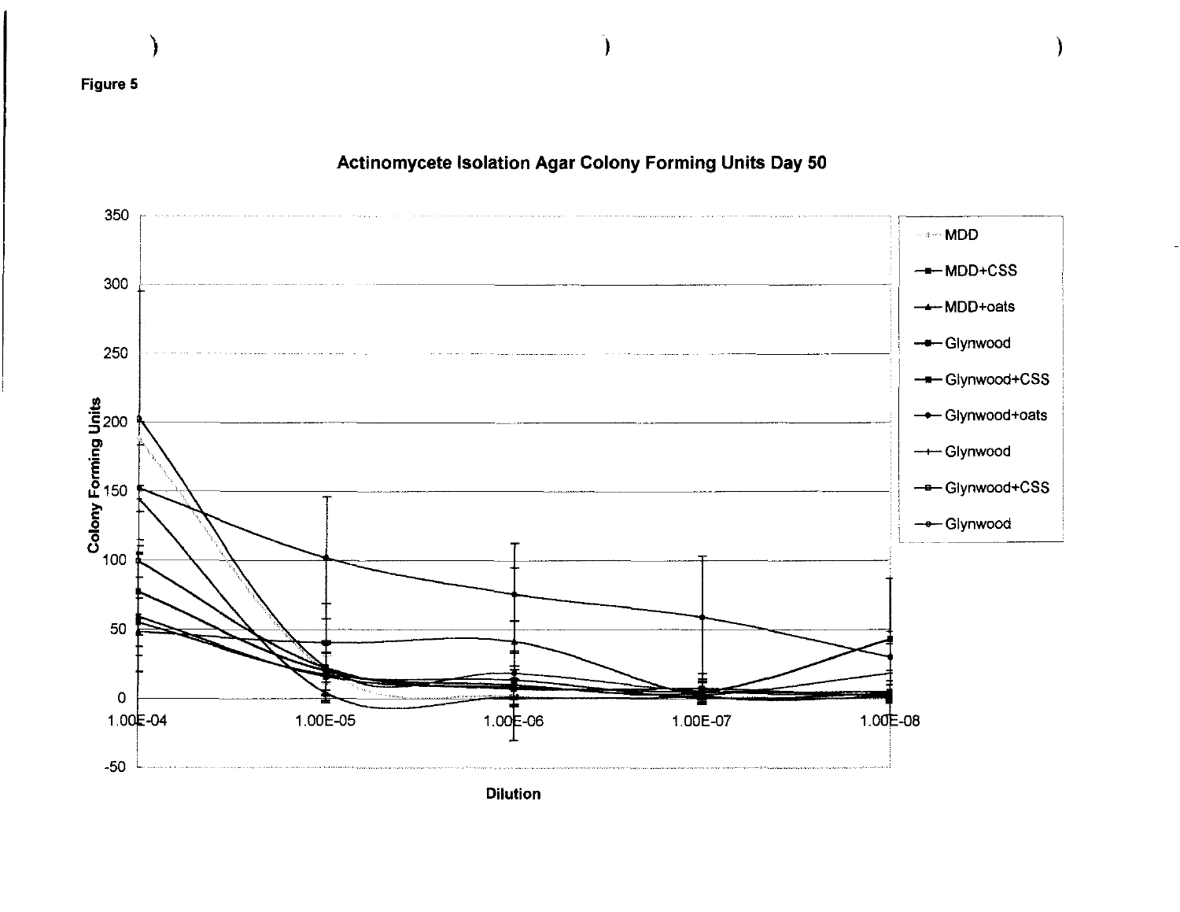**Figure 5**

**Actinomycete Isolation Agar Colony Forming Units Day 50**

Colony Forming Units

Dilution

1.00E-04 | 1.00E-05 | 1.00E-06 | 1.00E-07 | 1.00E-08

350 | 300 | 250 | 200 | 150 | 100 | 50 | 0 | -50

MDD
MDD+CSS
MDD+oats
Glynwood
Glynwood+CSS
Glynwood+oats
Glynwood
Glynwood+CSS
Glynwood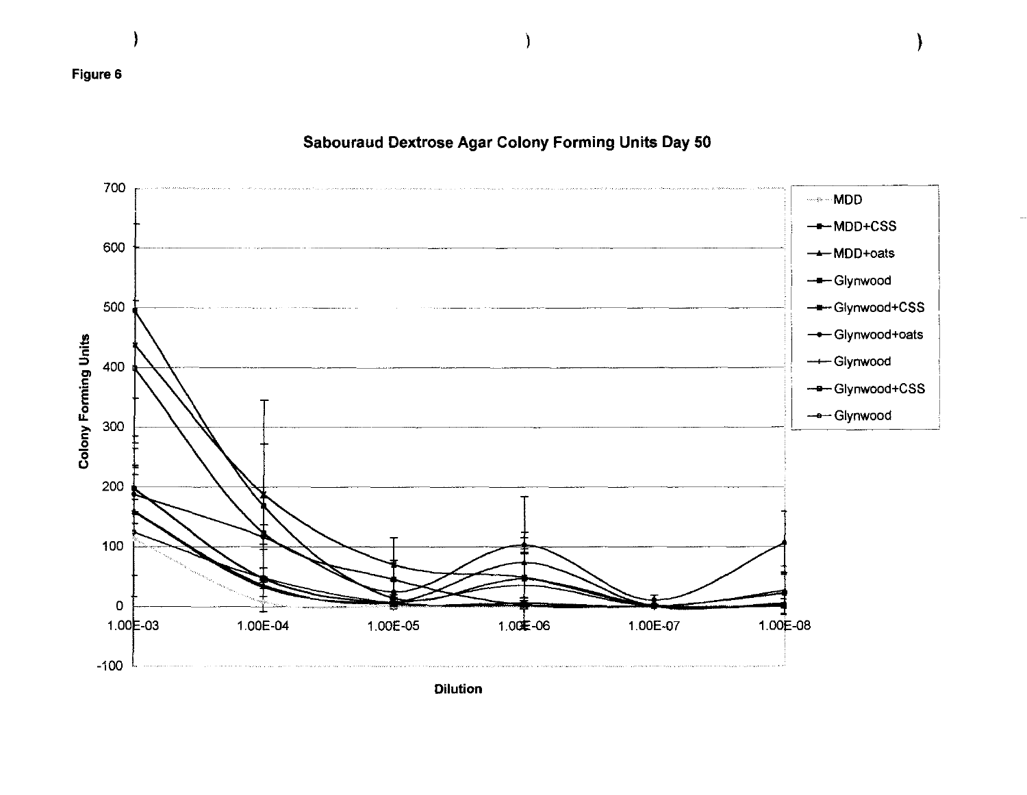Figure 6

Sabouraud Dextrose Agar Colony Forming Units Day 50

Colony Forming Units

Dilution

- MDD
- MDD+CSS
- MDD+oats
- Glynwood
- Glynwood+CSS
- Glynwood+oats
- Glynwood
- Glynwood+CSS
- Glynwood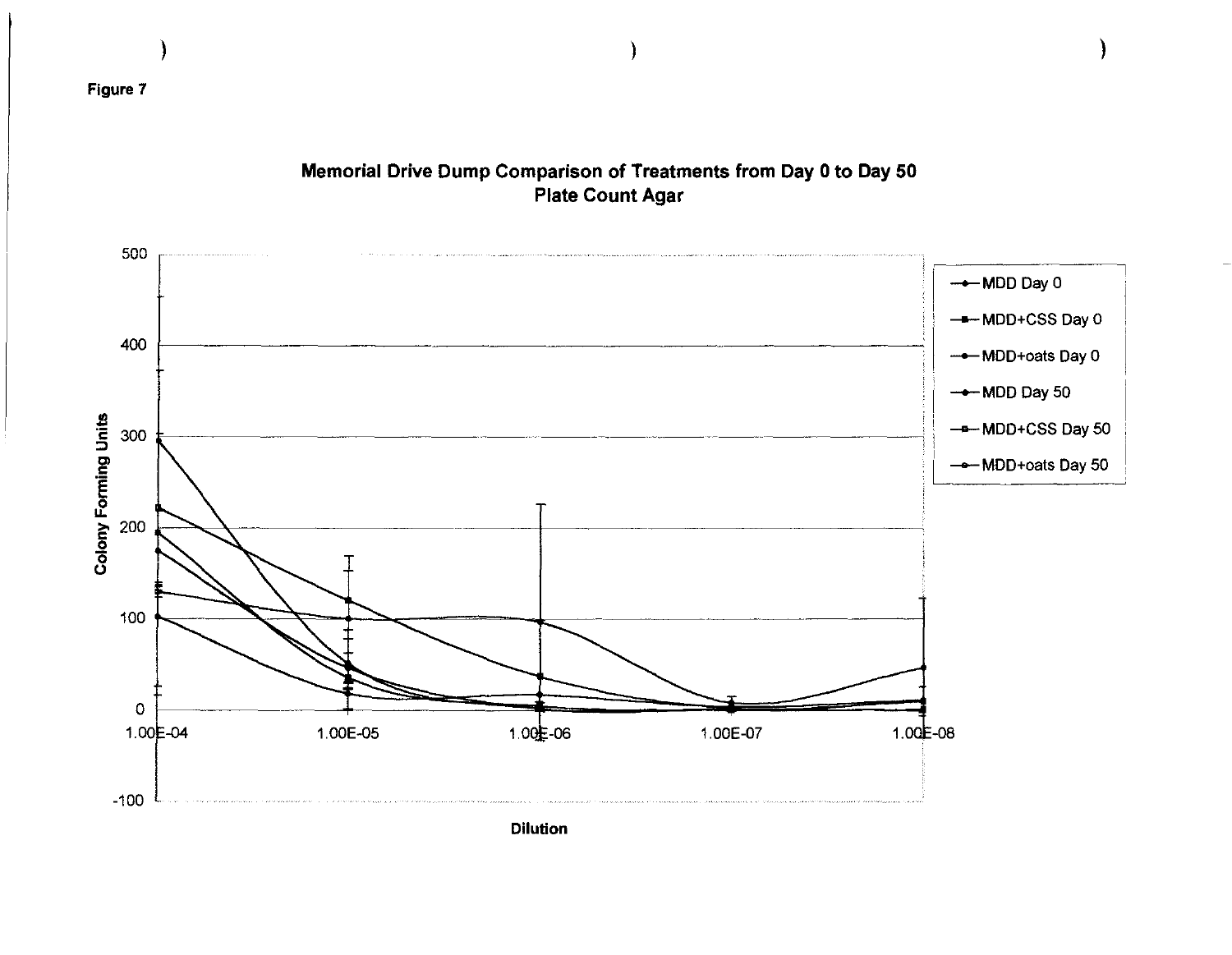Figure 7

**Memorial Drive Dump Comparison of Treatments from Day 0 to Day 50**
**Plate Count Agar**

Colony Forming Units

Dilution

- MDD Day 0
- MDD+CSS Day 0
- MDD+oats Day 0
- MDD Day 50
- MDD+CSS Day 50
- MDD+oats Day 50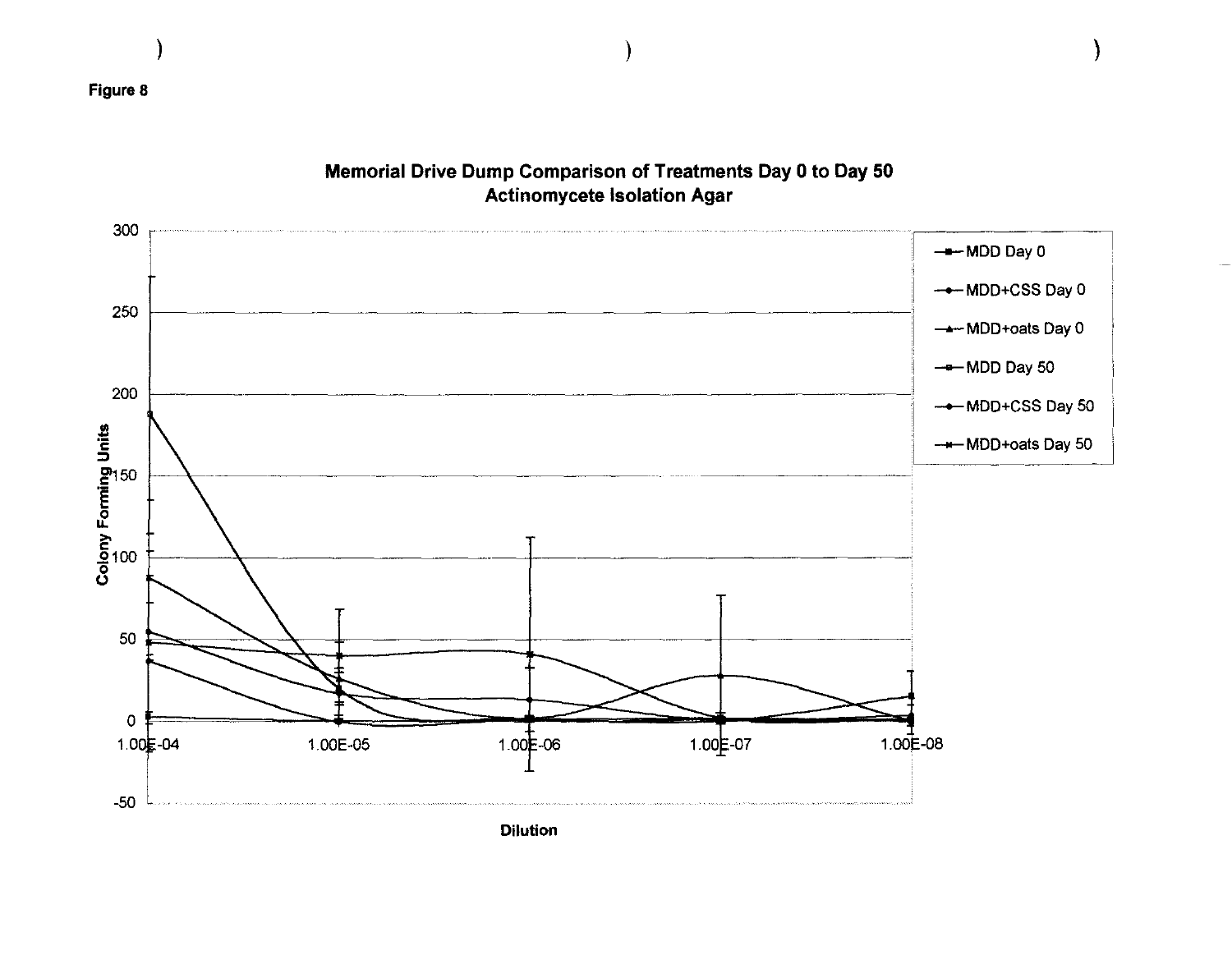Figure 8

**Memorial Drive Dump Comparison of Treatments Day 0 to Day 50**
**Actinomycete Isolation Agar**

Colony Forming Units

Dilution

- MDD Day 0
- MDD+CSS Day 0
- MDD+oats Day 0
- MDD Day 50
- MDD+CSS Day 50
- MDD+oats Day 50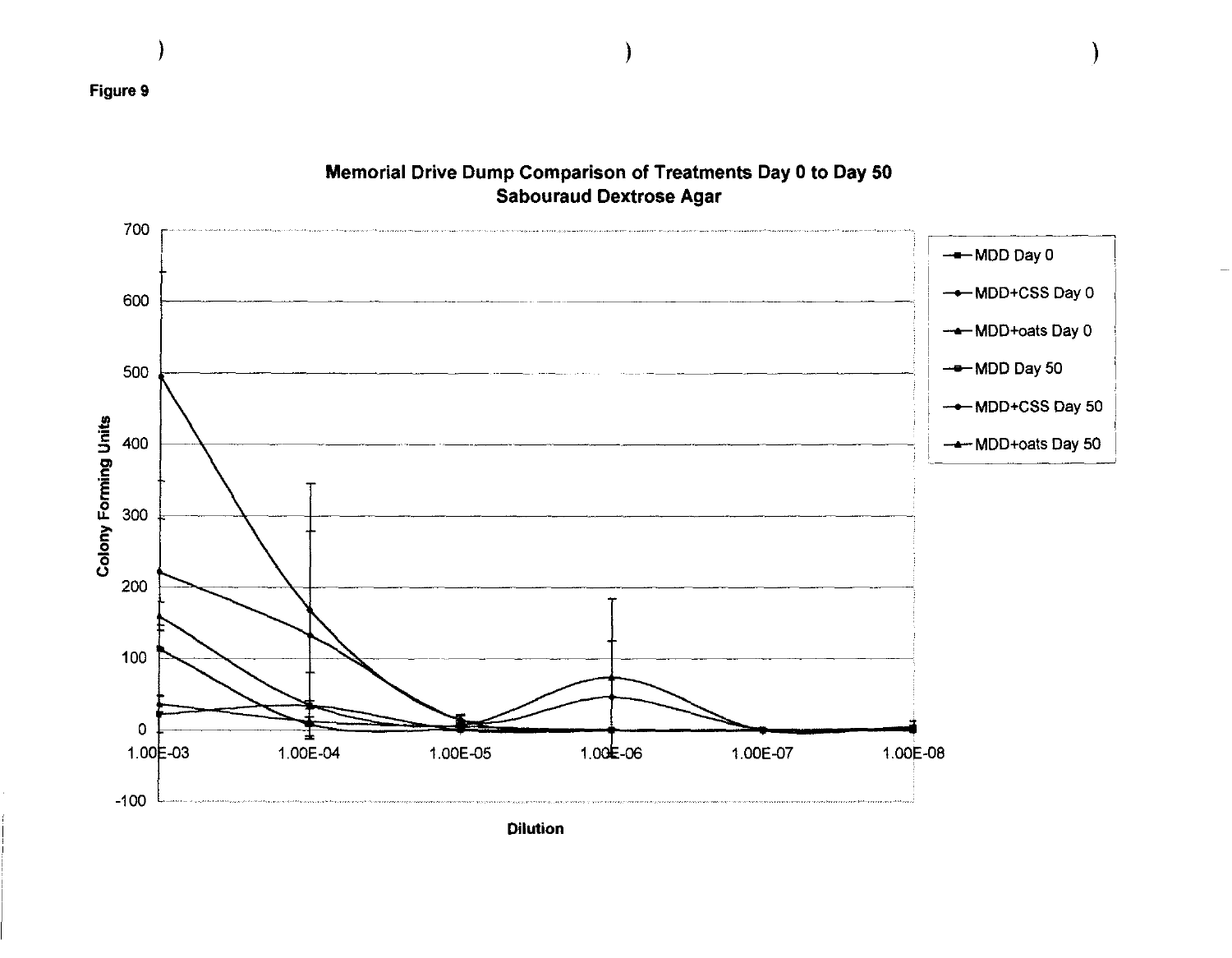Figure 9

**Memorial Drive Dump Comparison of Treatments Day 0 to Day 50**
**Sabouraud Dextrose Agar**

Colony Forming Units

700
600
500
400
300
200
100
0
-100

1.00E-03 1.00E-04 1.00E-05 1.00E-06 1.00E-07 1.00E-08

Dilution

- MDD Day 0
- MDD+CSS Day 0
- MDD+oats Day 0
- MDD Day 50
- MDD+CSS Day 50
- MDD+oats Day 50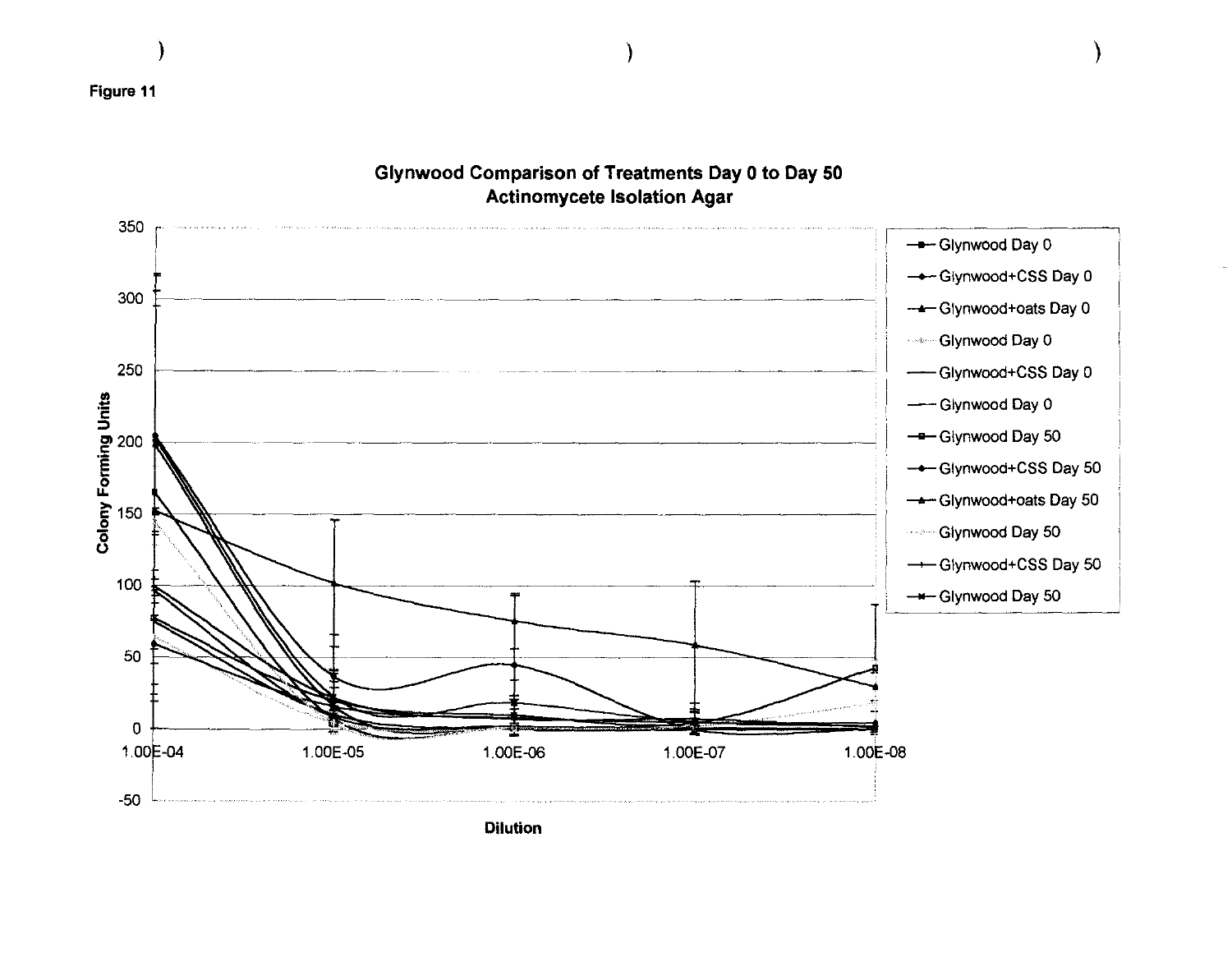Figure 11

**Glynwood Comparison of Treatments Day 0 to Day 50**
**Actinomycete Isolation Agar**

Colony Forming Units

Dilution

- Glynwood Day 0
- Glynwood+CSS Day 0
- Glynwood+oats Day 0
- Glynwood Day 0
- Glynwood+CSS Day 0
- Glynwood Day 0
- Glynwood Day 50
- Glynwood+CSS Day 50
- Glynwood+oats Day 50
- Glynwood Day 50
- Glynwood+CSS Day 50
- Glynwood Day 50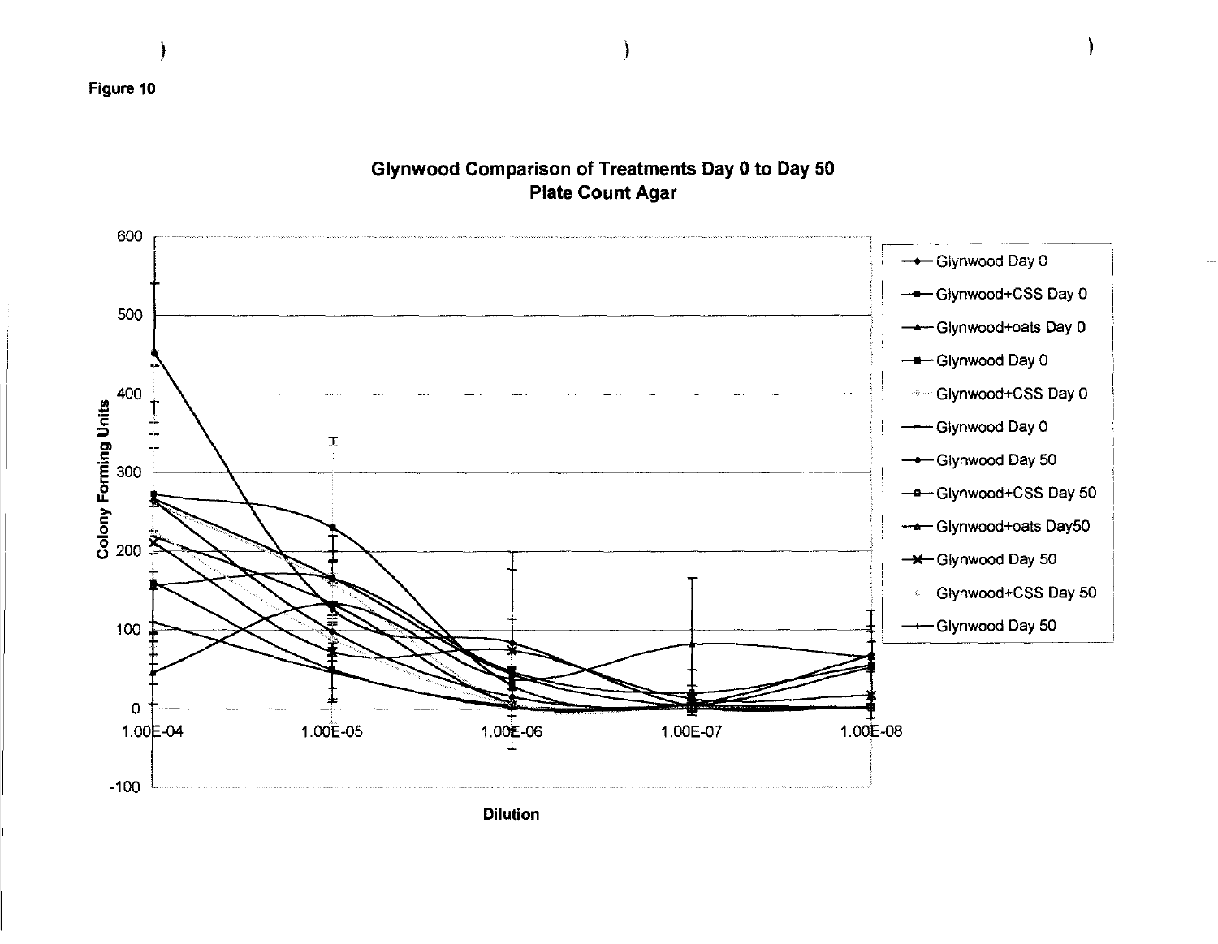Figure 10

Glynwood Comparison of Treatments Day 0 to Day 50
Plate Count Agar

Colony Forming Units

600
500
400
300
200
100
0
-100

1.00E-04
1.00E-05
1.00E-06
1.00E-07
1.00E-08

Dilution

Glynwood Day 0
Glynwood+CSS Day 0
Glynwood+oats Day 0
Glynwood Day 0
Glynwood+CSS Day 0
Glynwood Day 0
Glynwood Day 50
Glynwood+CSS Day 50
Glynwood+oats Day50
Glynwood Day 50
Glynwood+CSS Day 50
Glynwood Day 50